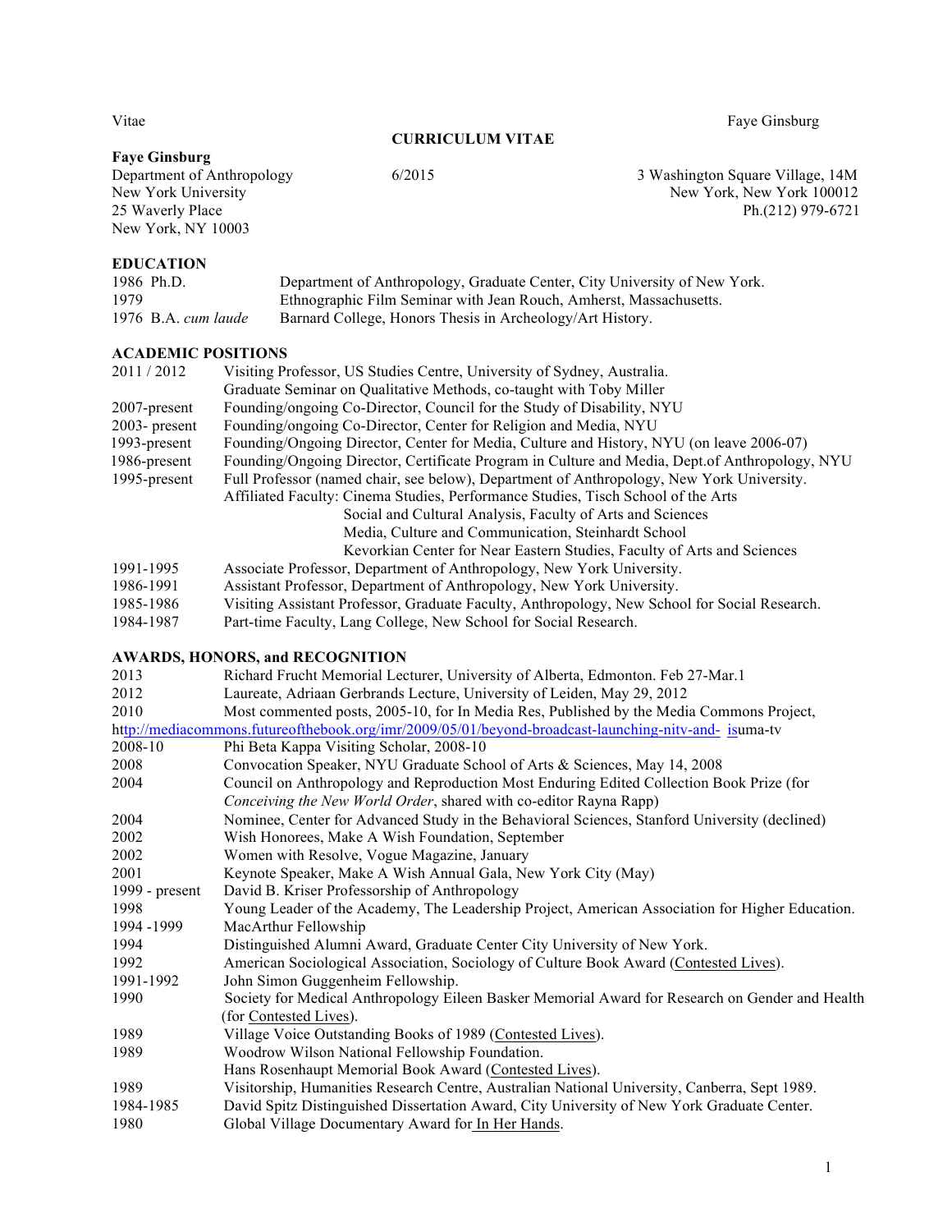# CURRICULUM VITAE

**Faye Ginsburg**

Department of Anthropology
New York University
25 Waverly Place
New York, NY 10003

6/2015

3 Washington Square Village, 14M
New York, New York 100012
Ph.(212) 979-6721

## EDUCATION

| | |
|---|---|
| 1986 Ph.D. | Department of Anthropology, Graduate Center, City University of New York. |
| 1979 | Ethnographic Film Seminar with Jean Rouch, Amherst, Massachusetts. |
| 1976 B.A. *cum laude* | Barnard College, Honors Thesis in Archeology/Art History. |

## ACADEMIC POSITIONS

| | |
|---|---|
| 2011 / 2012 | Visiting Professor, US Studies Centre, University of Sydney, Australia. Graduate Seminar on Qualitative Methods, co-taught with Toby Miller |
| 2007-present | Founding/ongoing Co-Director, Council for the Study of Disability, NYU |
| 2003- present | Founding/ongoing Co-Director, Center for Religion and Media, NYU |
| 1993-present | Founding/Ongoing Director, Center for Media, Culture and History, NYU (on leave 2006-07) |
| 1986-present | Founding/Ongoing Director, Certificate Program in Culture and Media, Dept.of Anthropology, NYU |
| 1995-present | Full Professor (named chair, see below), Department of Anthropology, New York University. |
| | Affiliated Faculty: Cinema Studies, Performance Studies, Tisch School of the Arts |
| | Social and Cultural Analysis, Faculty of Arts and Sciences |
| | Media, Culture and Communication, Steinhardt School |
| | Kevorkian Center for Near Eastern Studies, Faculty of Arts and Sciences |
| 1991-1995 | Associate Professor, Department of Anthropology, New York University. |
| 1986-1991 | Assistant Professor, Department of Anthropology, New York University. |
| 1985-1986 | Visiting Assistant Professor, Graduate Faculty, Anthropology, New School for Social Research. |
| 1984-1987 | Part-time Faculty, Lang College, New School for Social Research. |

## AWARDS, HONORS, and RECOGNITION

| | |
|---|---|
| 2013 | Richard Frucht Memorial Lecturer, University of Alberta, Edmonton. Feb 27-Mar.1 |
| 2012 | Laureate, Adriaan Gerbrands Lecture, University of Leiden, May 29, 2012 |
| 2010 | Most commented posts, 2005-10, for In Media Res, Published by the Media Commons Project, http://mediacommons.futureofthebook.org/imr/2009/05/01/beyond-broadcast-launching-nitv-and- isuma-tv |
| 2008-10 | Phi Beta Kappa Visiting Scholar, 2008-10 |
| 2008 | Convocation Speaker, NYU Graduate School of Arts & Sciences, May 14, 2008 |
| 2004 | Council on Anthropology and Reproduction Most Enduring Edited Collection Book Prize (for *Conceiving the New World Order*, shared with co-editor Rayna Rapp) |
| 2004 | Nominee, Center for Advanced Study in the Behavioral Sciences, Stanford University (declined) |
| 2002 | Wish Honorees, Make A Wish Foundation, September |
| 2002 | Women with Resolve, Vogue Magazine, January |
| 2001 | Keynote Speaker, Make A Wish Annual Gala, New York City (May) |
| 1999 - present | David B. Kriser Professorship of Anthropology |
| 1998 | Young Leader of the Academy, The Leadership Project, American Association for Higher Education. |
| 1994 -1999 | MacArthur Fellowship |
| 1994 | Distinguished Alumni Award, Graduate Center City University of New York. |
| 1992 | American Sociological Association, Sociology of Culture Book Award (Contested Lives). |
| 1991-1992 | John Simon Guggenheim Fellowship. |
| 1990 | Society for Medical Anthropology Eileen Basker Memorial Award for Research on Gender and Health (for Contested Lives). |
| 1989 | Village Voice Outstanding Books of 1989 (Contested Lives). |
| 1989 | Woodrow Wilson National Fellowship Foundation. Hans Rosenhaupt Memorial Book Award (Contested Lives). |
| 1989 | Visitorship, Humanities Research Centre, Australian National University, Canberra, Sept 1989. |
| 1984-1985 | David Spitz Distinguished Dissertation Award, City University of New York Graduate Center. |
| 1980 | Global Village Documentary Award for In Her Hands. |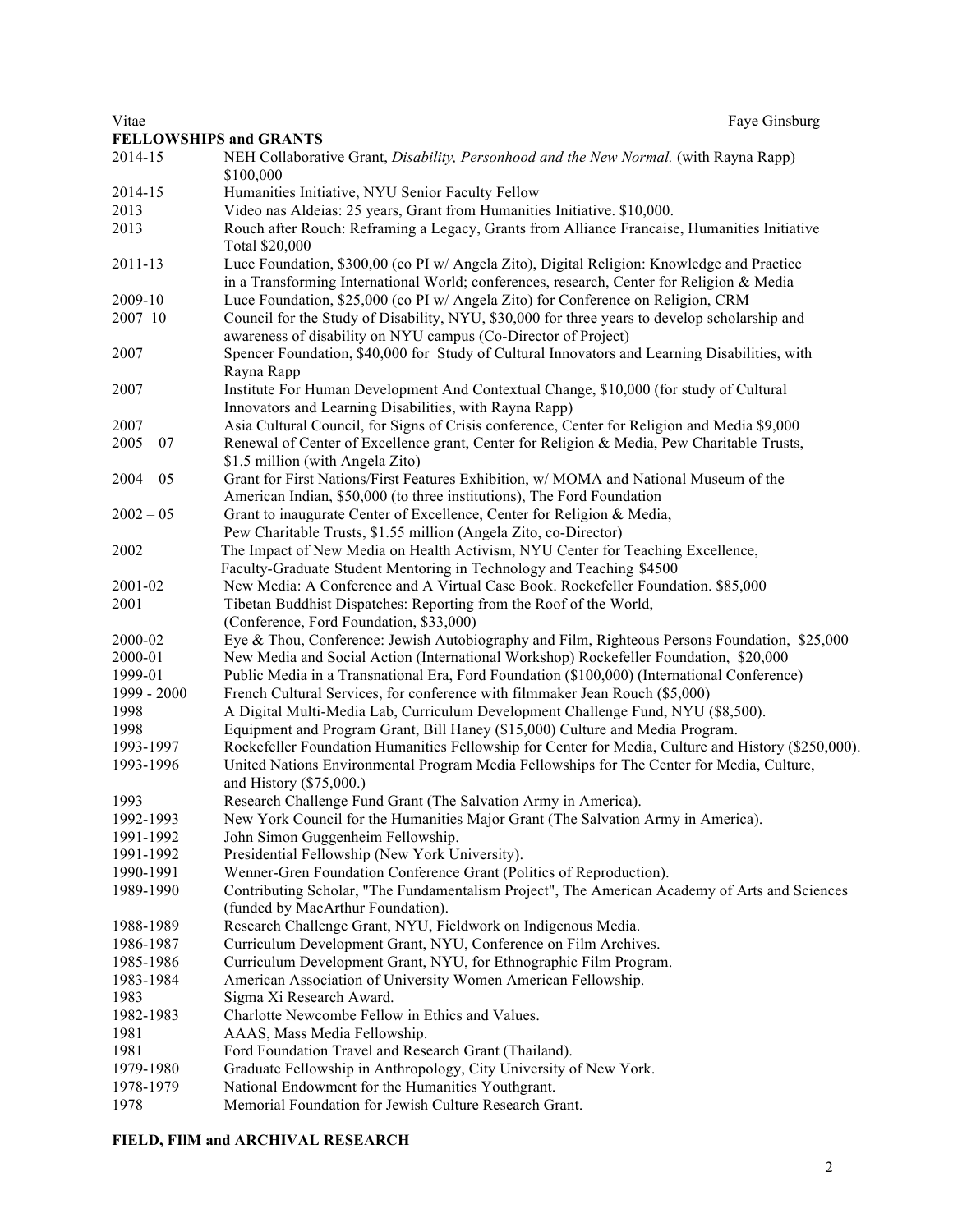## FELLOWSHIPS and GRANTS

| | |
|---|---|
| 2014-15 | NEH Collaborative Grant, *Disability, Personhood and the New Normal.* (with Rayna Rapp) $100,000 |
| 2014-15 | Humanities Initiative, NYU Senior Faculty Fellow |
| 2013 | Video nas Aldeias: 25 years, Grant from Humanities Initiative. $10,000. |
| 2013 | Rouch after Rouch: Reframing a Legacy, Grants from Alliance Francaise, Humanities Initiative Total $20,000 |
| 2011-13 | Luce Foundation, $300,00 (co PI w/ Angela Zito), Digital Religion: Knowledge and Practice in a Transforming International World; conferences, research, Center for Religion & Media |
| 2009-10 | Luce Foundation, $25,000 (co PI w/ Angela Zito) for Conference on Religion, CRM |
| 2007–10 | Council for the Study of Disability, NYU, $30,000 for three years to develop scholarship and awareness of disability on NYU campus (Co-Director of Project) |
| 2007 | Spencer Foundation, $40,000 for Study of Cultural Innovators and Learning Disabilities, with Rayna Rapp |
| 2007 | Institute For Human Development And Contextual Change, $10,000 (for study of Cultural Innovators and Learning Disabilities, with Rayna Rapp) |
| 2007 | Asia Cultural Council, for Signs of Crisis conference, Center for Religion and Media $9,000 |
| 2005 – 07 | Renewal of Center of Excellence grant, Center for Religion & Media, Pew Charitable Trusts, $1.5 million (with Angela Zito) |
| 2004 – 05 | Grant for First Nations/First Features Exhibition, w/ MOMA and National Museum of the American Indian, $50,000 (to three institutions), The Ford Foundation |
| 2002 – 05 | Grant to inaugurate Center of Excellence, Center for Religion & Media, Pew Charitable Trusts, $1.55 million (Angela Zito, co-Director) |
| 2002 | The Impact of New Media on Health Activism, NYU Center for Teaching Excellence, Faculty-Graduate Student Mentoring in Technology and Teaching $4500 |
| 2001-02 | New Media: A Conference and A Virtual Case Book. Rockefeller Foundation. $85,000 |
| 2001 | Tibetan Buddhist Dispatches: Reporting from the Roof of the World, (Conference, Ford Foundation, $33,000) |
| 2000-02 | Eye & Thou, Conference: Jewish Autobiography and Film, Righteous Persons Foundation, $25,000 |
| 2000-01 | New Media and Social Action (International Workshop) Rockefeller Foundation, $20,000 |
| 1999-01 | Public Media in a Transnational Era, Ford Foundation ($100,000) (International Conference) |
| 1999 - 2000 | French Cultural Services, for conference with filmmaker Jean Rouch ($5,000) |
| 1998 | A Digital Multi-Media Lab, Curriculum Development Challenge Fund, NYU ($8,500). |
| 1998 | Equipment and Program Grant, Bill Haney ($15,000) Culture and Media Program. |
| 1993-1997 | Rockefeller Foundation Humanities Fellowship for Center for Media, Culture and History ($250,000). |
| 1993-1996 | United Nations Environmental Program Media Fellowships for The Center for Media, Culture, and History ($75,000.) |
| 1993 | Research Challenge Fund Grant (The Salvation Army in America). |
| 1992-1993 | New York Council for the Humanities Major Grant (The Salvation Army in America). |
| 1991-1992 | John Simon Guggenheim Fellowship. |
| 1991-1992 | Presidential Fellowship (New York University). |
| 1990-1991 | Wenner-Gren Foundation Conference Grant (Politics of Reproduction). |
| 1989-1990 | Contributing Scholar, "The Fundamentalism Project", The American Academy of Arts and Sciences (funded by MacArthur Foundation). |
| 1988-1989 | Research Challenge Grant, NYU, Fieldwork on Indigenous Media. |
| 1986-1987 | Curriculum Development Grant, NYU, Conference on Film Archives. |
| 1985-1986 | Curriculum Development Grant, NYU, for Ethnographic Film Program. |
| 1983-1984 | American Association of University Women American Fellowship. |
| 1983 | Sigma Xi Research Award. |
| 1982-1983 | Charlotte Newcombe Fellow in Ethics and Values. |
| 1981 | AAAS, Mass Media Fellowship. |
| 1981 | Ford Foundation Travel and Research Grant (Thailand). |
| 1979-1980 | Graduate Fellowship in Anthropology, City University of New York. |
| 1978-1979 | National Endowment for the Humanities Youthgrant. |
| 1978 | Memorial Foundation for Jewish Culture Research Grant. |

## FIELD, FIlM and ARCHIVAL RESEARCH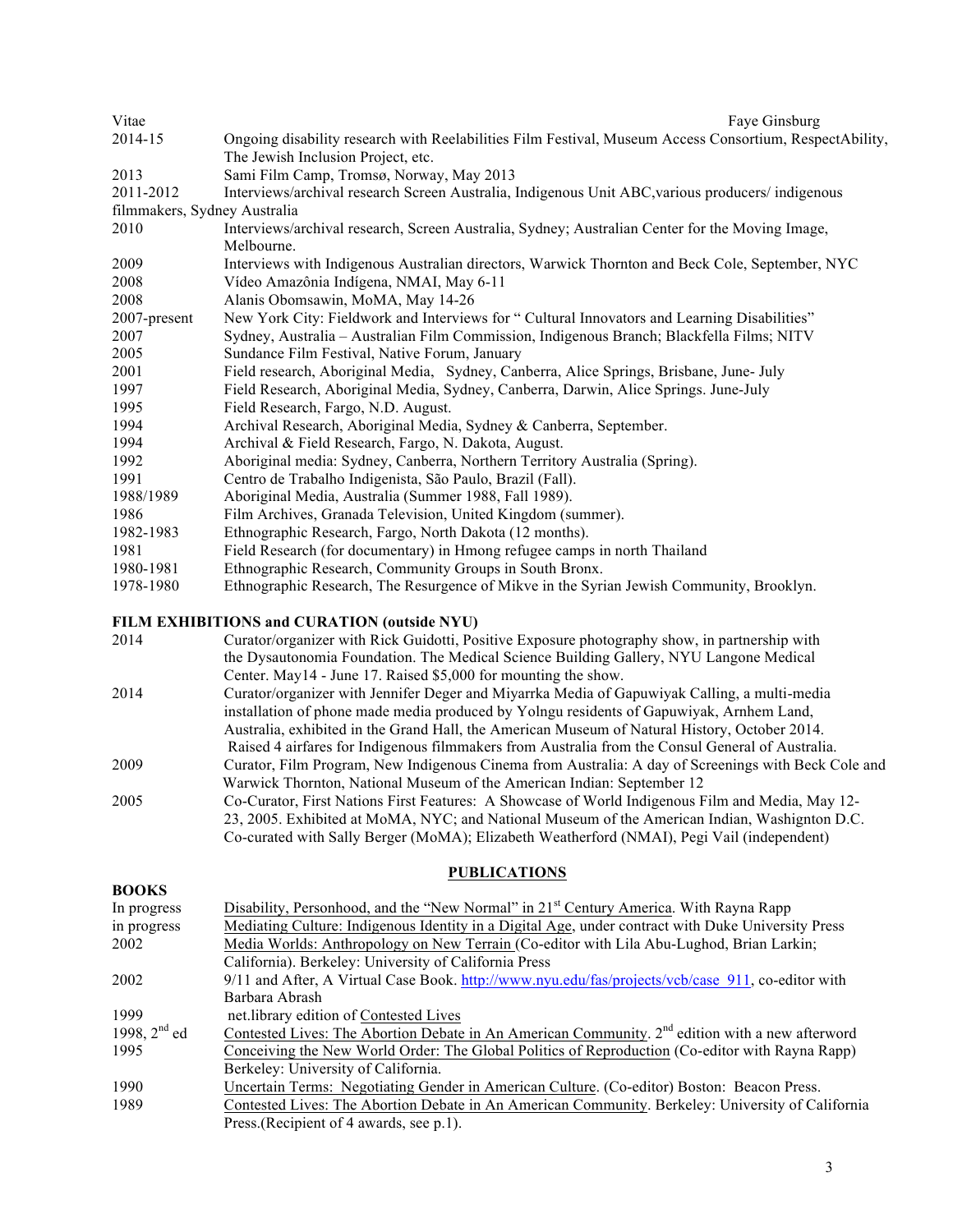| | |
|---|---|
| 2014-15 | Ongoing disability research with Reelabilities Film Festival, Museum Access Consortium, RespectAbility, The Jewish Inclusion Project, etc. |
| 2013 | Sami Film Camp, Tromsø, Norway, May 2013 |
| 2011-2012 | Interviews/archival research Screen Australia, Indigenous Unit ABC,various producers/ indigenous filmmakers, Sydney Australia |
| 2010 | Interviews/archival research, Screen Australia, Sydney; Australian Center for the Moving Image, Melbourne. |
| 2009 | Interviews with Indigenous Australian directors, Warwick Thornton and Beck Cole, September, NYC |
| 2008 | Vídeo Amazônia Indígena, NMAI, May 6-11 |
| 2008 | Alanis Obomsawin, MoMA, May 14-26 |
| 2007-present | New York City: Fieldwork and Interviews for " Cultural Innovators and Learning Disabilities" |
| 2007 | Sydney, Australia – Australian Film Commission, Indigenous Branch; Blackfella Films; NITV |
| 2005 | Sundance Film Festival, Native Forum, January |
| 2001 | Field research, Aboriginal Media, Sydney, Canberra, Alice Springs, Brisbane, June- July |
| 1997 | Field Research, Aboriginal Media, Sydney, Canberra, Darwin, Alice Springs. June-July |
| 1995 | Field Research, Fargo, N.D. August. |
| 1994 | Archival Research, Aboriginal Media, Sydney & Canberra, September. |
| 1994 | Archival & Field Research, Fargo, N. Dakota, August. |
| 1992 | Aboriginal media: Sydney, Canberra, Northern Territory Australia (Spring). |
| 1991 | Centro de Trabalho Indigenista, São Paulo, Brazil (Fall). |
| 1988/1989 | Aboriginal Media, Australia (Summer 1988, Fall 1989). |
| 1986 | Film Archives, Granada Television, United Kingdom (summer). |
| 1982-1983 | Ethnographic Research, Fargo, North Dakota (12 months). |
| 1981 | Field Research (for documentary) in Hmong refugee camps in north Thailand |
| 1980-1981 | Ethnographic Research, Community Groups in South Bronx. |
| 1978-1980 | Ethnographic Research, The Resurgence of Mikve in the Syrian Jewish Community, Brooklyn. |

**FILM EXHIBITIONS and CURATION (outside NYU)**

| | |
|---|---|
| 2014 | Curator/organizer with Rick Guidotti, Positive Exposure photography show, in partnership with the Dysautonomia Foundation. The Medical Science Building Gallery, NYU Langone Medical Center. May14 - June 17. Raised $5,000 for mounting the show. |
| 2014 | Curator/organizer with Jennifer Deger and Miyarrka Media of Gapuwiyak Calling, a multi-media installation of phone made media produced by Yolngu residents of Gapuwiyak, Arnhem Land, Australia, exhibited in the Grand Hall, the American Museum of Natural History, October 2014. Raised 4 airfares for Indigenous filmmakers from Australia from the Consul General of Australia. |
| 2009 | Curator, Film Program, New Indigenous Cinema from Australia: A day of Screenings with Beck Cole and Warwick Thornton, National Museum of the American Indian: September 12 |
| 2005 | Co-Curator, First Nations First Features: A Showcase of World Indigenous Film and Media, May 12-23, 2005. Exhibited at MoMA, NYC; and National Museum of the American Indian, Washington D.C. Co-curated with Sally Berger (MoMA); Elizabeth Weatherford (NMAI), Pegi Vail (independent) |

## PUBLICATIONS

**BOOKS**

| | |
|---|---|
| In progress | Disability, Personhood, and the "New Normal" in 21st Century America. With Rayna Rapp |
| in progress | Mediating Culture: Indigenous Identity in a Digital Age, under contract with Duke University Press |
| 2002 | Media Worlds: Anthropology on New Terrain (Co-editor with Lila Abu-Lughod, Brian Larkin; California). Berkeley: University of California Press |
| 2002 | 9/11 and After, A Virtual Case Book. http://www.nyu.edu/fas/projects/vcb/case_911, co-editor with Barbara Abrash |
| 1999 | net.library edition of Contested Lives |
| 1998, 2nd ed | Contested Lives: The Abortion Debate in An American Community. 2nd edition with a new afterword |
| 1995 | Conceiving the New World Order: The Global Politics of Reproduction (Co-editor with Rayna Rapp) Berkeley: University of California. |
| 1990 | Uncertain Terms: Negotiating Gender in American Culture. (Co-editor) Boston: Beacon Press. |
| 1989 | Contested Lives: The Abortion Debate in An American Community. Berkeley: University of California Press.(Recipient of 4 awards, see p.1). |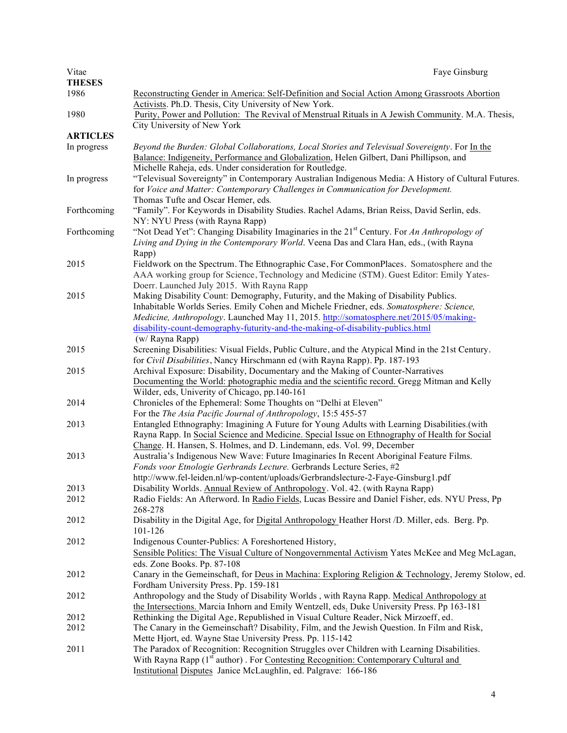## THESES

1986 — Reconstructing Gender in America: Self-Definition and Social Action Among Grassroots Abortion Activists. Ph.D. Thesis, City University of New York.

1980 — Purity, Power and Pollution: The Revival of Menstrual Rituals in A Jewish Community. M.A. Thesis, City University of New York

## ARTICLES

In progress — *Beyond the Burden: Global Collaborations, Local Stories and Televisual Sovereignty*. For In the Balance: Indigeneity, Performance and Globalization, Helen Gilbert, Dani Phillipson, and Michelle Raheja, eds. Under consideration for Routledge.

In progress — "Televisual Sovereignty" in Contemporary Australian Indigenous Media: A History of Cultural Futures. for *Voice and Matter: Contemporary Challenges in Communication for Development.* Thomas Tufte and Oscar Hemer, eds*.*

Forthcoming — "Family". For Keywords in Disability Studies. Rachel Adams, Brian Reiss, David Serlin, eds. NY: NYU Press (with Rayna Rapp)

Forthcoming — "Not Dead Yet": Changing Disability Imaginaries in the 21st Century. For *An Anthropology of Living and Dying in the Contemporary World*. Veena Das and Clara Han, eds., (with Rayna Rapp)

2015 — Fieldwork on the Spectrum. The Ethnographic Case, For CommonPlaces. Somatosphere and the AAA working group for Science, Technology and Medicine (STM). Guest Editor: Emily Yates-Doerr. Launched July 2015. With Rayna Rapp

2015 — Making Disability Count: Demography, Futurity, and the Making of Disability Publics. Inhabitable Worlds Series. Emily Cohen and Michele Friedner, eds. *Somatosphere: Science, Medicine, Anthropology*. Launched May 11, 2015. http://somatosphere.net/2015/05/making-disability-count-demography-futurity-and-the-making-of-disability-publics.html (w/ Rayna Rapp)

2015 — Screening Disabilities: Visual Fields, Public Culture, and the Atypical Mind in the 21st Century. for *Civil Disabilities*, Nancy Hirschmann ed (with Rayna Rapp). Pp. 187-193

2015 — Archival Exposure: Disability, Documentary and the Making of Counter-Narratives Documenting the World: photographic media and the scientific record. Gregg Mitman and Kelly Wilder, eds, Univerity of Chicago, pp.140-161

2014 — Chronicles of the Ephemeral: Some Thoughts on "Delhi at Eleven" For the *The Asia Pacific Journal of Anthropology*, 15:5 455-57

2013 — Entangled Ethnography: Imagining A Future for Young Adults with Learning Disabilities.(with Rayna Rapp. In Social Science and Medicine. Special Issue on Ethnography of Health for Social Change. H. Hansen, S. Holmes, and D. Lindemann, eds. Vol. 99, December

2013 — Australia's Indigenous New Wave: Future Imaginaries In Recent Aboriginal Feature Films. *Fonds voor Etnologie Gerbrands Lecture.* Gerbrands Lecture Series, #2 http://www.fel-leiden.nl/wp-content/uploads/Gerbrandslecture-2-Faye-Ginsburg1.pdf

2013 — Disability Worlds. Annual Review of Anthropology. Vol. 42. (with Rayna Rapp)

2012 — Radio Fields: An Afterword. In Radio Fields, Lucas Bessire and Daniel Fisher, eds. NYU Press, Pp 268-278

2012 — Disability in the Digital Age, for Digital Anthropology Heather Horst /D. Miller, eds. Berg. Pp. 101-126

2012 — Indigenous Counter-Publics: A Foreshortened History, Sensible Politics: The Visual Culture of Nongovernmental Activism Yates McKee and Meg McLagan, eds. Zone Books. Pp. 87-108

2012 — Canary in the Gemeinschaft, for Deus in Machina: Exploring Religion & Technology, Jeremy Stolow, ed. Fordham University Press. Pp. 159-181

2012 — Anthropology and the Study of Disability Worlds , with Rayna Rapp. Medical Anthropology at the Intersections. Marcia Inhorn and Emily Wentzell, eds. Duke University Press. Pp 163-181

2012 — Rethinking the Digital Age, Republished in Visual Culture Reader, Nick Mirzoeff, ed.

2012 — The Canary in the Gemeinschaft? Disability, Film, and the Jewish Question. In Film and Risk, Mette Hjort, ed. Wayne Stae University Press. Pp. 115-142

2011 — The Paradox of Recognition: Recognition Struggles over Children with Learning Disabilities. With Rayna Rapp (1st author) . For Contesting Recognition: Contemporary Cultural and Institutional Disputes Janice McLaughlin, ed. Palgrave: 166-186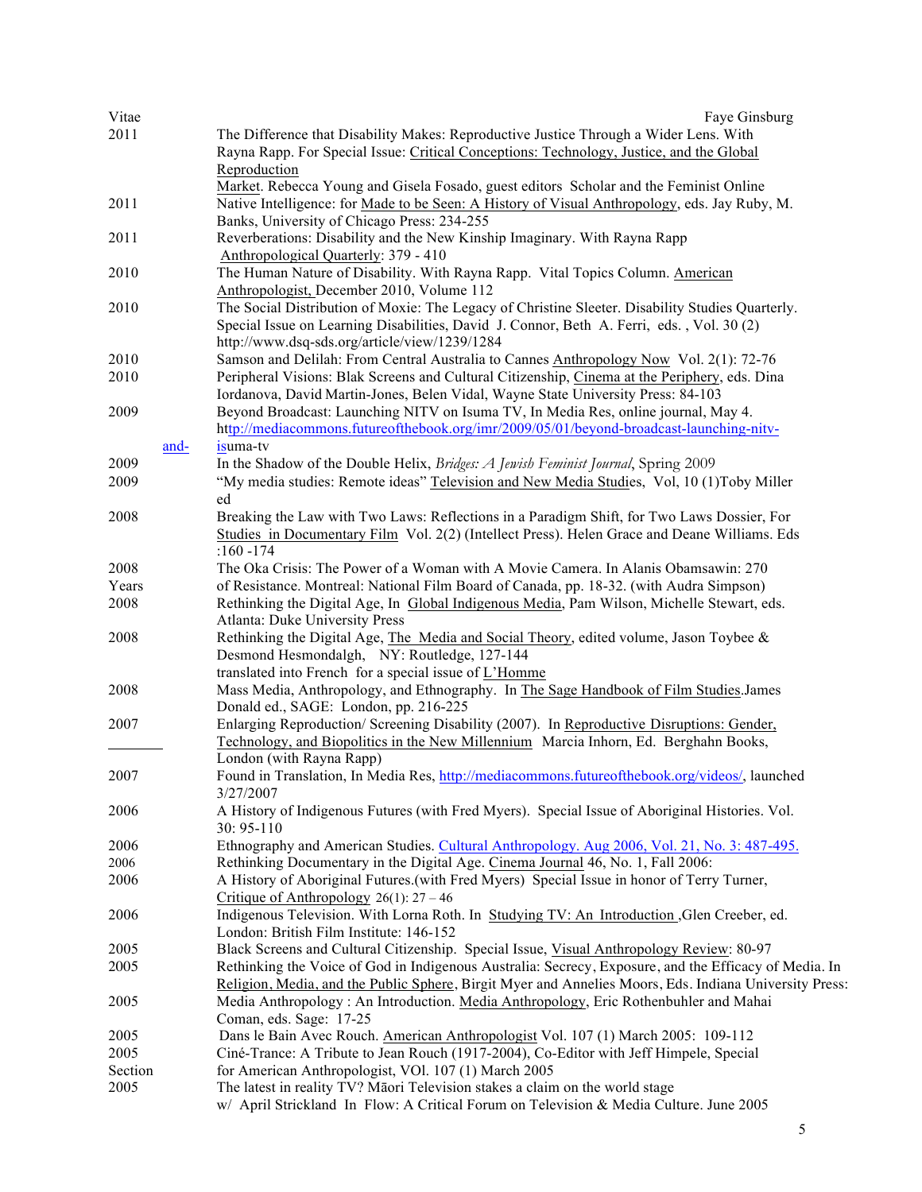2011 The Difference that Disability Makes: Reproductive Justice Through a Wider Lens. With Rayna Rapp. For Special Issue: Critical Conceptions: Technology, Justice, and the Global Reproduction Market. Rebecca Young and Gisela Fosado, guest editors Scholar and the Feminist Online

2011 Native Intelligence: for Made to be Seen: A History of Visual Anthropology, eds. Jay Ruby, M. Banks, University of Chicago Press: 234-255

2011 Reverberations: Disability and the New Kinship Imaginary. With Rayna Rapp Anthropological Quarterly: 379 - 410

2010 The Human Nature of Disability. With Rayna Rapp. Vital Topics Column. American Anthropologist, December 2010, Volume 112

2010 The Social Distribution of Moxie: The Legacy of Christine Sleeter. Disability Studies Quarterly. Special Issue on Learning Disabilities, David J. Connor, Beth A. Ferri, eds. , Vol. 30 (2) http://www.dsq-sds.org/article/view/1239/1284

2010 Samson and Delilah: From Central Australia to Cannes Anthropology Now Vol. 2(1): 72-76

2010 Peripheral Visions: Blak Screens and Cultural Citizenship, Cinema at the Periphery, eds. Dina Iordanova, David Martin-Jones, Belen Vidal, Wayne State University Press: 84-103

2009 Beyond Broadcast: Launching NITV on Isuma TV, In Media Res, online journal, May 4. http://mediacommons.futureofthebook.org/imr/2009/05/01/beyond-broadcast-launching-nitv-and-isuma-tv

2009 In the Shadow of the Double Helix, *Bridges: A Jewish Feminist Journal*, Spring 2009

2009 "My media studies: Remote ideas" Television and New Media Studies, Vol, 10 (1)Toby Miller ed

2008 Breaking the Law with Two Laws: Reflections in a Paradigm Shift, for Two Laws Dossier, For Studies in Documentary Film Vol. 2(2) (Intellect Press). Helen Grace and Deane Williams. Eds :160 -174

2008 The Oka Crisis: The Power of a Woman with A Movie Camera. In Alanis Obamsawin: 270 Years of Resistance. Montreal: National Film Board of Canada, pp. 18-32. (with Audra Simpson)

2008 Rethinking the Digital Age, In Global Indigenous Media, Pam Wilson, Michelle Stewart, eds. Atlanta: Duke University Press

2008 Rethinking the Digital Age, The Media and Social Theory, edited volume, Jason Toybee & Desmond Hesmondalgh, NY: Routledge, 127-144
translated into French for a special issue of L'Homme

2008 Mass Media, Anthropology, and Ethnography. In The Sage Handbook of Film Studies.James Donald ed., SAGE: London, pp. 216-225

2007 Enlarging Reproduction/ Screening Disability (2007). In Reproductive Disruptions: Gender, Technology, and Biopolitics in the New Millennium Marcia Inhorn, Ed. Berghahn Books, London (with Rayna Rapp)

2007 Found in Translation, In Media Res, http://mediacommons.futureofthebook.org/videos/, launched 3/27/2007

2006 A History of Indigenous Futures (with Fred Myers). Special Issue of Aboriginal Histories. Vol. 30: 95-110

2006 Ethnography and American Studies. Cultural Anthropology. Aug 2006, Vol. 21, No. 3: 487-495.

2006 Rethinking Documentary in the Digital Age. Cinema Journal 46, No. 1, Fall 2006:

2006 A History of Aboriginal Futures.(with Fred Myers) Special Issue in honor of Terry Turner, Critique of Anthropology 26(1): 27 – 46

2006 Indigenous Television. With Lorna Roth. In Studying TV: An Introduction ,Glen Creeber, ed. London: British Film Institute: 146-152

2005 Black Screens and Cultural Citizenship. Special Issue, Visual Anthropology Review: 80-97

2005 Rethinking the Voice of God in Indigenous Australia: Secrecy, Exposure, and the Efficacy of Media. In Religion, Media, and the Public Sphere, Birgit Myer and Annelies Moors, Eds. Indiana University Press:

2005 Media Anthropology : An Introduction. Media Anthropology, Eric Rothenbuhler and Mahai Coman, eds. Sage: 17-25

2005 Dans le Bain Avec Rouch. American Anthropologist Vol. 107 (1) March 2005: 109-112

2005 Ciné-Trance: A Tribute to Jean Rouch (1917-2004), Co-Editor with Jeff Himpele, Special Section for American Anthropologist, VOl. 107 (1) March 2005

2005 The latest in reality TV? Māori Television stakes a claim on the world stage w/ April Strickland In Flow: A Critical Forum on Television & Media Culture. June 2005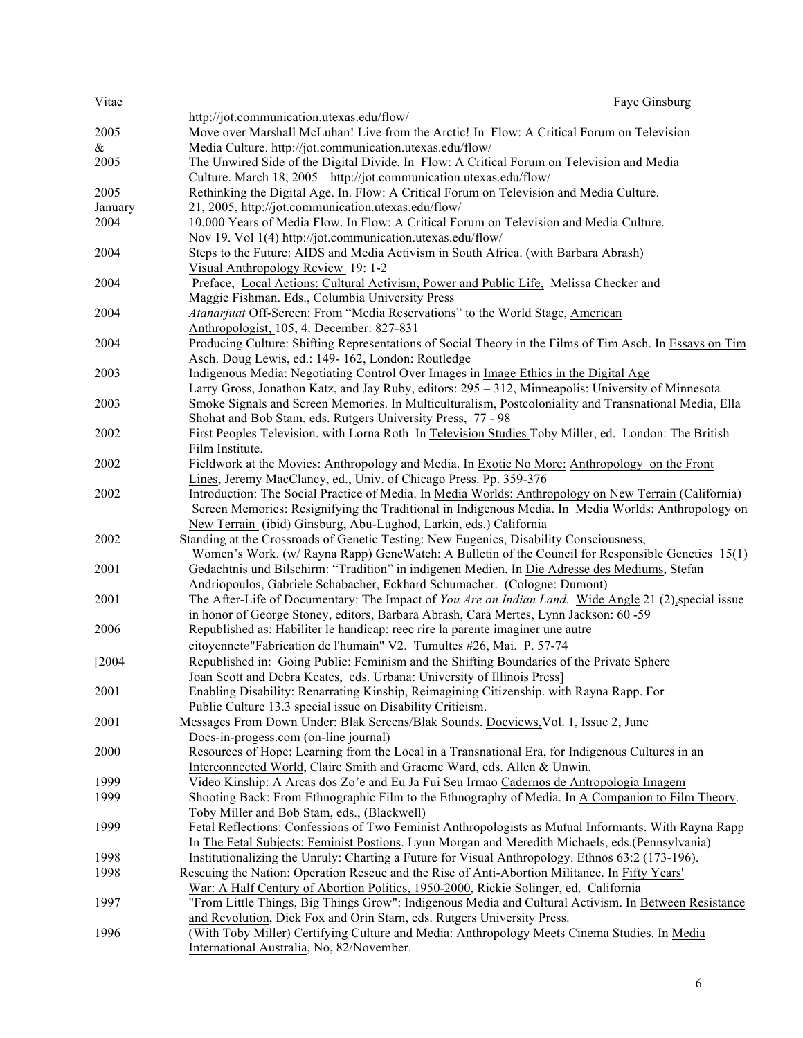http://jot.communication.utexas.edu/flow/

2005 & Move over Marshall McLuhan! Live from the Arctic! In Flow: A Critical Forum on Television Media Culture. http://jot.communication.utexas.edu/flow/

2005 The Unwired Side of the Digital Divide. In Flow: A Critical Forum on Television and Media Culture. March 18, 2005 http://jot.communication.utexas.edu/flow/

2005 January Rethinking the Digital Age. In. Flow: A Critical Forum on Television and Media Culture. 21, 2005, http://jot.communication.utexas.edu/flow/

2004 10,000 Years of Media Flow. In Flow: A Critical Forum on Television and Media Culture. Nov 19. Vol 1(4) http://jot.communication.utexas.edu/flow/

2004 Steps to the Future: AIDS and Media Activism in South Africa. (with Barbara Abrash) Visual Anthropology Review 19: 1-2

2004 Preface, Local Actions: Cultural Activism, Power and Public Life, Melissa Checker and Maggie Fishman. Eds., Columbia University Press

2004 *Atanarjuat* Off-Screen: From "Media Reservations" to the World Stage, American Anthropologist, 105, 4: December: 827-831

2004 Producing Culture: Shifting Representations of Social Theory in the Films of Tim Asch. In Essays on Tim Asch. Doug Lewis, ed.: 149- 162, London: Routledge

2003 Indigenous Media: Negotiating Control Over Images in Image Ethics in the Digital Age Larry Gross, Jonathon Katz, and Jay Ruby, editors: 295 – 312, Minneapolis: University of Minnesota

2003 Smoke Signals and Screen Memories. In Multiculturalism, Postcoloniality and Transnational Media, Ella Shohat and Bob Stam, eds. Rutgers University Press, 77 - 98

2002 First Peoples Television. with Lorna Roth In Television Studies Toby Miller, ed. London: The British Film Institute.

2002 Fieldwork at the Movies: Anthropology and Media. In Exotic No More: Anthropology on the Front Lines, Jeremy MacClancy, ed., Univ. of Chicago Press. Pp. 359-376

2002 Introduction: The Social Practice of Media. In Media Worlds: Anthropology on New Terrain (California) Screen Memories: Resignifying the Traditional in Indigenous Media. In Media Worlds: Anthropology on New Terrain (ibid) Ginsburg, Abu-Lughod, Larkin, eds.) California

2002 Standing at the Crossroads of Genetic Testing: New Eugenics, Disability Consciousness, Women's Work. (w/ Rayna Rapp) GeneWatch: A Bulletin of the Council for Responsible Genetics 15(1)

2001 Gedachtnis und Bilschirm: "Tradition" in indigenen Medien. In Die Adresse des Mediums, Stefan Andriopoulos, Gabriele Schabacher, Eckhard Schumacher. (Cologne: Dumont)

2001 The After-Life of Documentary: The Impact of *You Are on Indian Land.* Wide Angle 21 (2), special issue in honor of George Stoney, editors, Barbara Abrash, Cara Mertes, Lynn Jackson: 60 -59

2006 Republished as: Habiliter le handicap: reec rire la parente imaginer une autre citoyennete"Fabrication de l'humain" V2. Tumultes #26, Mai. P. 57-74

[2004 Republished in: Going Public: Feminism and the Shifting Boundaries of the Private Sphere Joan Scott and Debra Keates, eds. Urbana: University of Illinois Press]

2001 Enabling Disability: Renarrating Kinship, Reimagining Citizenship. with Rayna Rapp. For Public Culture 13.3 special issue on Disability Criticism.

2001 Messages From Down Under: Blak Screens/Blak Sounds. Docviews, Vol. 1, Issue 2, June Docs-in-progess.com (on-line journal)

2000 Resources of Hope: Learning from the Local in a Transnational Era, for Indigenous Cultures in an Interconnected World, Claire Smith and Graeme Ward, eds. Allen & Unwin.

1999 Video Kinship: A Arcas dos Zo'e and Eu Ja Fui Seu Irmao Cadernos de Antropologia Imagem

1999 Shooting Back: From Ethnographic Film to the Ethnography of Media. In A Companion to Film Theory. Toby Miller and Bob Stam, eds., (Blackwell)

1999 Fetal Reflections: Confessions of Two Feminist Anthropologists as Mutual Informants. With Rayna Rapp In The Fetal Subjects: Feminist Postions. Lynn Morgan and Meredith Michaels, eds.(Pennsylvania)

1998 Institutionalizing the Unruly: Charting a Future for Visual Anthropology. Ethnos 63:2 (173-196).

1998 Rescuing the Nation: Operation Rescue and the Rise of Anti-Abortion Militance. In Fifty Years' War: A Half Century of Abortion Politics, 1950-2000, Rickie Solinger, ed. California

1997 "From Little Things, Big Things Grow": Indigenous Media and Cultural Activism. In Between Resistance and Revolution, Dick Fox and Orin Starn, eds. Rutgers University Press.

1996 (With Toby Miller) Certifying Culture and Media: Anthropology Meets Cinema Studies. In Media International Australia, No, 82/November.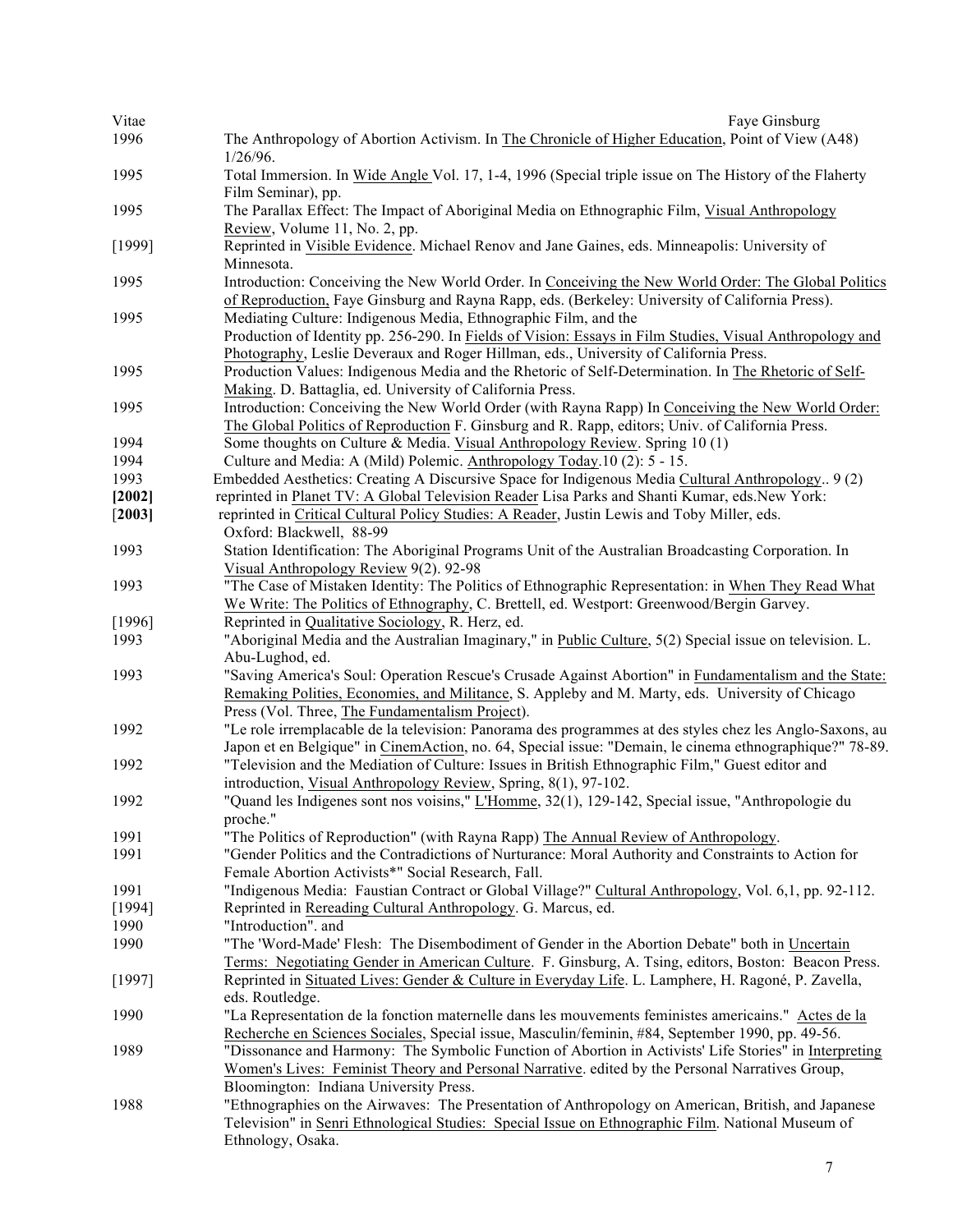1996 The Anthropology of Abortion Activism. In The Chronicle of Higher Education, Point of View (A48) 1/26/96.

1995 Total Immersion. In Wide Angle Vol. 17, 1-4, 1996 (Special triple issue on The History of the Flaherty Film Seminar), pp.

1995 The Parallax Effect: The Impact of Aboriginal Media on Ethnographic Film, Visual Anthropology Review, Volume 11, No. 2, pp.

[1999] Reprinted in Visible Evidence. Michael Renov and Jane Gaines, eds. Minneapolis: University of Minnesota.

1995 Introduction: Conceiving the New World Order. In Conceiving the New World Order: The Global Politics of Reproduction, Faye Ginsburg and Rayna Rapp, eds. (Berkeley: University of California Press).

1995 Mediating Culture: Indigenous Media, Ethnographic Film, and the Production of Identity pp. 256-290. In Fields of Vision: Essays in Film Studies, Visual Anthropology and Photography, Leslie Deveraux and Roger Hillman, eds., University of California Press.

1995 Production Values: Indigenous Media and the Rhetoric of Self-Determination. In The Rhetoric of Self-Making. D. Battaglia, ed. University of California Press.

1995 Introduction: Conceiving the New World Order (with Rayna Rapp) In Conceiving the New World Order: The Global Politics of Reproduction F. Ginsburg and R. Rapp, editors; Univ. of California Press.

1994 Some thoughts on Culture & Media. Visual Anthropology Review. Spring 10 (1)

1994 Culture and Media: A (Mild) Polemic. Anthropology Today.10 (2): 5 - 15.

1993 Embedded Aesthetics: Creating A Discursive Space for Indigenous Media Cultural Anthropology.. 9 (2)

**[2002]** reprinted in Planet TV: A Global Television Reader Lisa Parks and Shanti Kumar, eds.New York:

[**2003**] reprinted in Critical Cultural Policy Studies: A Reader, Justin Lewis and Toby Miller, eds. Oxford: Blackwell, 88-99

1993 Station Identification: The Aboriginal Programs Unit of the Australian Broadcasting Corporation. In Visual Anthropology Review 9(2). 92-98

1993 "The Case of Mistaken Identity: The Politics of Ethnographic Representation: in When They Read What We Write: The Politics of Ethnography, C. Brettell, ed. Westport: Greenwood/Bergin Garvey.

[1996] Reprinted in Qualitative Sociology, R. Herz, ed.

1993 "Aboriginal Media and the Australian Imaginary," in Public Culture, 5(2) Special issue on television. L. Abu-Lughod, ed.

1993 "Saving America's Soul: Operation Rescue's Crusade Against Abortion" in Fundamentalism and the State: Remaking Polities, Economies, and Militance, S. Appleby and M. Marty, eds. University of Chicago Press (Vol. Three, The Fundamentalism Project).

1992 "Le role irremplacable de la television: Panorama des programmes at des styles chez les Anglo-Saxons, au Japon et en Belgique" in CinemAction, no. 64, Special issue: "Demain, le cinema ethnographique?" 78-89.

1992 "Television and the Mediation of Culture: Issues in British Ethnographic Film," Guest editor and introduction, Visual Anthropology Review, Spring, 8(1), 97-102.

1992 "Quand les Indigenes sont nos voisins," L'Homme, 32(1), 129-142, Special issue, "Anthropologie du proche."

1991 "The Politics of Reproduction" (with Rayna Rapp) The Annual Review of Anthropology.

1991 "Gender Politics and the Contradictions of Nurturance: Moral Authority and Constraints to Action for Female Abortion Activists*" Social Research, Fall.

1991 "Indigenous Media: Faustian Contract or Global Village?" Cultural Anthropology, Vol. 6,1, pp. 92-112.

[1994] Reprinted in Rereading Cultural Anthropology. G. Marcus, ed.

1990 "Introduction". and

1990 "The 'Word-Made' Flesh: The Disembodiment of Gender in the Abortion Debate" both in Uncertain Terms: Negotiating Gender in American Culture. F. Ginsburg, A. Tsing, editors, Boston: Beacon Press.

[1997] Reprinted in Situated Lives: Gender & Culture in Everyday Life. L. Lamphere, H. Ragoné, P. Zavella, eds. Routledge.

1990 "La Representation de la fonction maternelle dans les mouvements feministes americains." Actes de la Recherche en Sciences Sociales, Special issue, Masculin/feminin, #84, September 1990, pp. 49-56.

1989 "Dissonance and Harmony: The Symbolic Function of Abortion in Activists' Life Stories" in Interpreting Women's Lives: Feminist Theory and Personal Narrative. edited by the Personal Narratives Group, Bloomington: Indiana University Press.

1988 "Ethnographies on the Airwaves: The Presentation of Anthropology on American, British, and Japanese Television" in Senri Ethnological Studies: Special Issue on Ethnographic Film. National Museum of Ethnology, Osaka.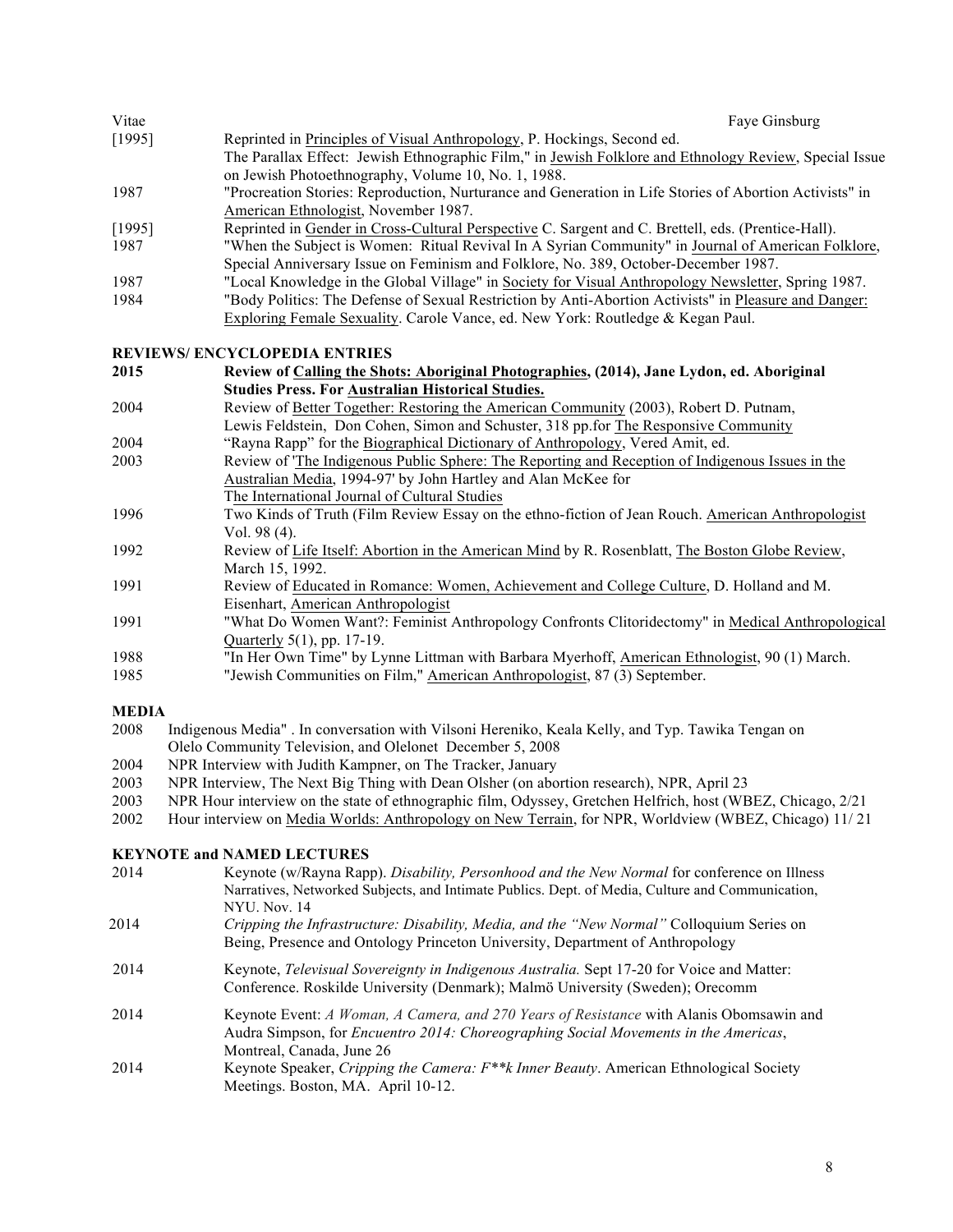| | |
|---|---|
| [1995] | Reprinted in Principles of Visual Anthropology, P. Hockings, Second ed. |
| | The Parallax Effect: Jewish Ethnographic Film," in Jewish Folklore and Ethnology Review, Special Issue on Jewish Photoethnography, Volume 10, No. 1, 1988. |
| 1987 | "Procreation Stories: Reproduction, Nurturance and Generation in Life Stories of Abortion Activists" in American Ethnologist, November 1987. |
| [1995] | Reprinted in Gender in Cross-Cultural Perspective C. Sargent and C. Brettell, eds. (Prentice-Hall). |
| 1987 | "When the Subject is Women: Ritual Revival In A Syrian Community" in Journal of American Folklore, Special Anniversary Issue on Feminism and Folklore, No. 389, October-December 1987. |
| 1987 | "Local Knowledge in the Global Village" in Society for Visual Anthropology Newsletter, Spring 1987. |
| 1984 | "Body Politics: The Defense of Sexual Restriction by Anti-Abortion Activists" in Pleasure and Danger: Exploring Female Sexuality. Carole Vance, ed. New York: Routledge & Kegan Paul. |

## REVIEWS/ ENCYCLOPEDIA ENTRIES

| | |
|---|---|
| **2015** | **Review of Calling the Shots: Aboriginal Photographies, (2014), Jane Lydon, ed. Aboriginal Studies Press. For Australian Historical Studies.** |
| 2004 | Review of Better Together: Restoring the American Community (2003), Robert D. Putnam, Lewis Feldstein, Don Cohen, Simon and Schuster, 318 pp.for The Responsive Community |
| 2004 | "Rayna Rapp" for the Biographical Dictionary of Anthropology, Vered Amit, ed. |
| 2003 | Review of 'The Indigenous Public Sphere: The Reporting and Reception of Indigenous Issues in the Australian Media, 1994-97' by John Hartley and Alan McKee for The International Journal of Cultural Studies |
| 1996 | Two Kinds of Truth (Film Review Essay on the ethno-fiction of Jean Rouch. American Anthropologist Vol. 98 (4). |
| 1992 | Review of Life Itself: Abortion in the American Mind by R. Rosenblatt, The Boston Globe Review, March 15, 1992. |
| 1991 | Review of Educated in Romance: Women, Achievement and College Culture, D. Holland and M. Eisenhart, American Anthropologist |
| 1991 | "What Do Women Want?: Feminist Anthropology Confronts Clitoridectomy" in Medical Anthropological Quarterly 5(1), pp. 17-19. |
| 1988 | "In Her Own Time" by Lynne Littman with Barbara Myerhoff, American Ethnologist, 90 (1) March. |
| 1985 | "Jewish Communities on Film," American Anthropologist, 87 (3) September. |

## MEDIA

| | |
|---|---|
| 2008 | Indigenous Media" . In conversation with Vilsoni Hereniko, Keala Kelly, and Typ. Tawika Tengan on Olelo Community Television, and Olelonet December 5, 2008 |
| 2004 | NPR Interview with Judith Kampner, on The Tracker, January |
| 2003 | NPR Interview, The Next Big Thing with Dean Olsher (on abortion research), NPR, April 23 |
| 2003 | NPR Hour interview on the state of ethnographic film, Odyssey, Gretchen Helfrich, host (WBEZ, Chicago, 2/21 |
| 2002 | Hour interview on Media Worlds: Anthropology on New Terrain, for NPR, Worldview (WBEZ, Chicago) 11/ 21 |

## KEYNOTE and NAMED LECTURES

| | |
|---|---|
| 2014 | Keynote (w/Rayna Rapp). *Disability, Personhood and the New Normal* for conference on Illness Narratives, Networked Subjects, and Intimate Publics. Dept. of Media, Culture and Communication, NYU. Nov. 14 |
| 2014 | *Cripping the Infrastructure: Disability, Media, and the "New Normal"* Colloquium Series on Being, Presence and Ontology Princeton University, Department of Anthropology |
| 2014 | Keynote, *Televisual Sovereignty in Indigenous Australia.* Sept 17-20 for Voice and Matter: Conference. Roskilde University (Denmark); Malmö University (Sweden); Orecomm |
| 2014 | Keynote Event: *A Woman, A Camera, and 270 Years of Resistance* with Alanis Obomsawin and Audra Simpson, for *Encuentro 2014: Choreographing Social Movements in the Americas*, Montreal, Canada, June 26 |
| 2014 | Keynote Speaker, *Cripping the Camera: F**k Inner Beauty*. American Ethnological Society Meetings. Boston, MA. April 10-12. |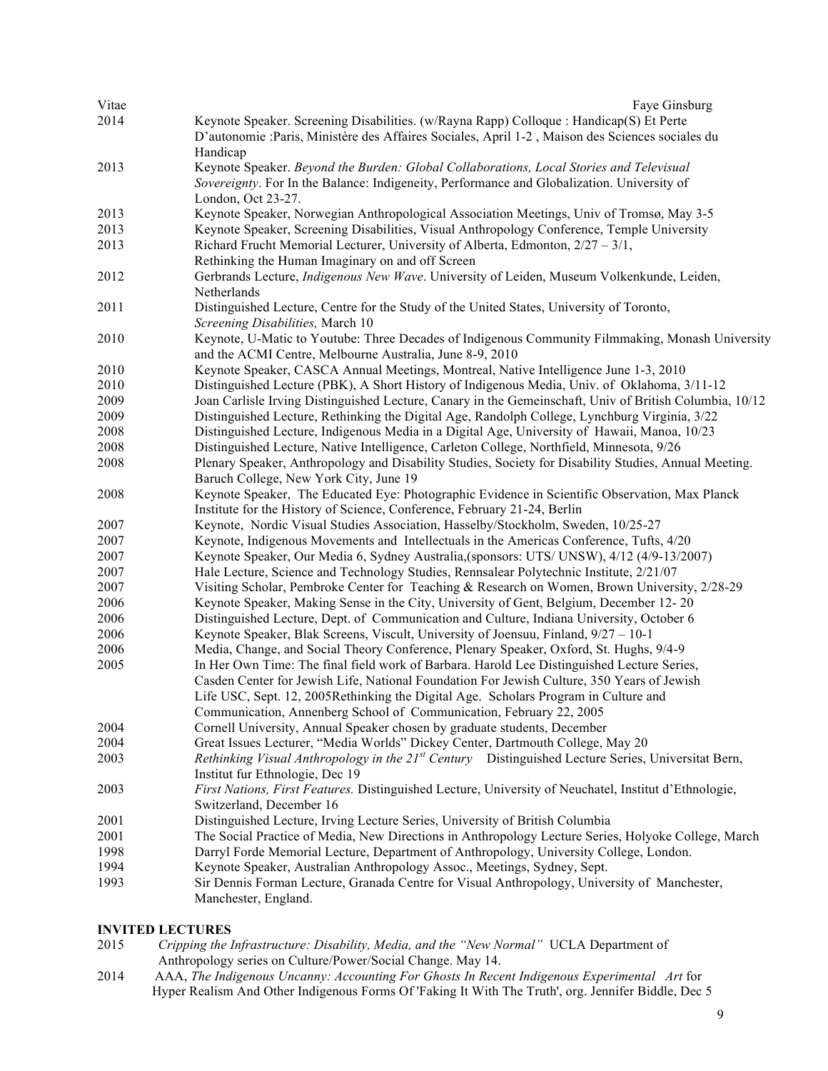2014 Keynote Speaker. Screening Disabilities. (w/Rayna Rapp) Colloque : Handicap(S) Et Perte D'autonomie :Paris, Ministère des Affaires Sociales, April 1-2 , Maison des Sciences sociales du Handicap

2013 Keynote Speaker. *Beyond the Burden: Global Collaborations, Local Stories and Televisual Sovereignty*. For In the Balance: Indigeneity, Performance and Globalization. University of London, Oct 23-27.

2013 Keynote Speaker, Norwegian Anthropological Association Meetings, Univ of Tromsø, May 3-5

2013 Keynote Speaker, Screening Disabilities, Visual Anthropology Conference, Temple University

2013 Richard Frucht Memorial Lecturer, University of Alberta, Edmonton, 2/27 – 3/1, Rethinking the Human Imaginary on and off Screen

2012 Gerbrands Lecture, *Indigenous New Wave*. University of Leiden, Museum Volkenkunde, Leiden, Netherlands

2011 Distinguished Lecture, Centre for the Study of the United States, University of Toronto, *Screening Disabilities,* March 10

2010 Keynote, U-Matic to Youtube: Three Decades of Indigenous Community Filmmaking, Monash University and the ACMI Centre, Melbourne Australia, June 8-9, 2010

2010 Keynote Speaker, CASCA Annual Meetings, Montreal, Native Intelligence June 1-3, 2010

2010 Distinguished Lecture (PBK), A Short History of Indigenous Media, Univ. of Oklahoma, 3/11-12

2009 Joan Carlisle Irving Distinguished Lecture, Canary in the Gemeinschaft, Univ of British Columbia, 10/12

2009 Distinguished Lecture, Rethinking the Digital Age, Randolph College, Lynchburg Virginia, 3/22

2008 Distinguished Lecture, Indigenous Media in a Digital Age, University of Hawaii, Manoa, 10/23

2008 Distinguished Lecture, Native Intelligence, Carleton College, Northfield, Minnesota, 9/26

2008 Plenary Speaker, Anthropology and Disability Studies, Society for Disability Studies, Annual Meeting. Baruch College, New York City, June 19

2008 Keynote Speaker, The Educated Eye: Photographic Evidence in Scientific Observation, Max Planck Institute for the History of Science, Conference, February 21-24, Berlin

2007 Keynote, Nordic Visual Studies Association, Hasselby/Stockholm, Sweden, 10/25-27

2007 Keynote, Indigenous Movements and Intellectuals in the Americas Conference, Tufts, 4/20

2007 Keynote Speaker, Our Media 6, Sydney Australia,(sponsors: UTS/ UNSW), 4/12 (4/9-13/2007)

2007 Hale Lecture, Science and Technology Studies, Rennsalear Polytechnic Institute, 2/21/07

2007 Visiting Scholar, Pembroke Center for Teaching & Research on Women, Brown University, 2/28-29

2006 Keynote Speaker, Making Sense in the City, University of Gent, Belgium, December 12- 20

2006 Distinguished Lecture, Dept. of Communication and Culture, Indiana University, October 6

2006 Keynote Speaker, Blak Screens, Viscult, University of Joensuu, Finland, 9/27 – 10-1

2006 Media, Change, and Social Theory Conference, Plenary Speaker, Oxford, St. Hughs, 9/4-9

2005 In Her Own Time: The final field work of Barbara. Harold Lee Distinguished Lecture Series, Casden Center for Jewish Life, National Foundation For Jewish Culture, 350 Years of Jewish Life USC, Sept. 12, 2005Rethinking the Digital Age. Scholars Program in Culture and Communication, Annenberg School of Communication, February 22, 2005

2004 Cornell University, Annual Speaker chosen by graduate students, December

2004 Great Issues Lecturer, "Media Worlds" Dickey Center, Dartmouth College, May 20

2003 *Rethinking Visual Anthropology in the 21st Century* Distinguished Lecture Series, Universitat Bern, Institut fur Ethnologie, Dec 19

2003 *First Nations, First Features.* Distinguished Lecture, University of Neuchatel, Institut d'Ethnologie, Switzerland, December 16

2001 Distinguished Lecture, Irving Lecture Series, University of British Columbia

2001 The Social Practice of Media, New Directions in Anthropology Lecture Series, Holyoke College, March

1998 Darryl Forde Memorial Lecture, Department of Anthropology, University College, London.

1994 Keynote Speaker, Australian Anthropology Assoc., Meetings, Sydney, Sept.

1993 Sir Dennis Forman Lecture, Granada Centre for Visual Anthropology, University of Manchester, Manchester, England.

**INVITED LECTURES**

2015 *Cripping the Infrastructure: Disability, Media, and the "New Normal"* UCLA Department of Anthropology series on Culture/Power/Social Change. May 14.

2014 AAA, *The Indigenous Uncanny: Accounting For Ghosts In Recent Indigenous Experimental Art* for Hyper Realism And Other Indigenous Forms Of 'Faking It With The Truth', org. Jennifer Biddle, Dec 5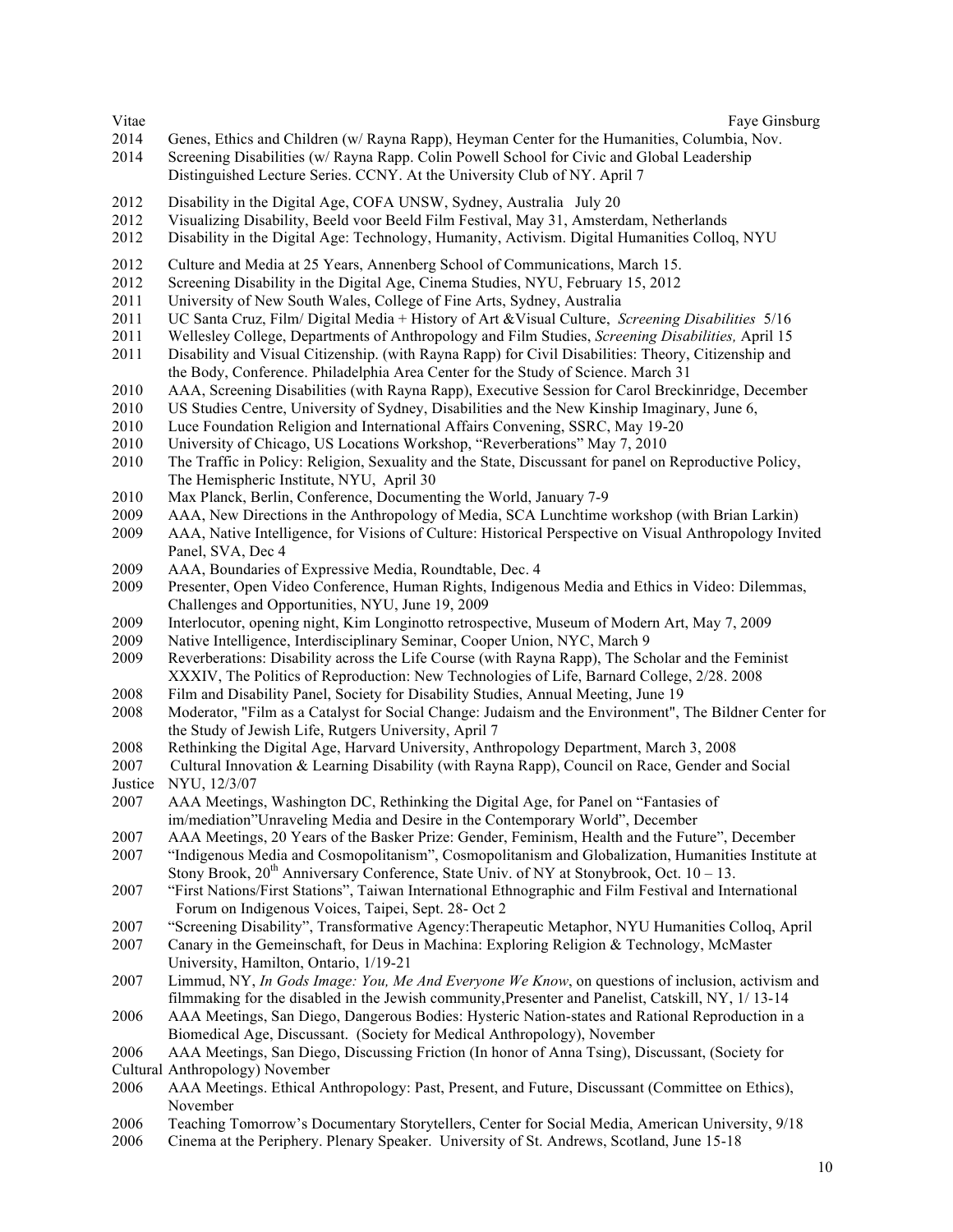2014 Genes, Ethics and Children (w/ Rayna Rapp), Heyman Center for the Humanities, Columbia, Nov.
2014 Screening Disabilities (w/ Rayna Rapp. Colin Powell School for Civic and Global Leadership Distinguished Lecture Series. CCNY. At the University Club of NY. April 7

2012 Disability in the Digital Age, COFA UNSW, Sydney, Australia July 20
2012 Visualizing Disability, Beeld voor Beeld Film Festival, May 31, Amsterdam, Netherlands
2012 Disability in the Digital Age: Technology, Humanity, Activism. Digital Humanities Colloq, NYU

2012 Culture and Media at 25 Years, Annenberg School of Communications, March 15.
2012 Screening Disability in the Digital Age, Cinema Studies, NYU, February 15, 2012
2011 University of New South Wales, College of Fine Arts, Sydney, Australia
2011 UC Santa Cruz, Film/ Digital Media + History of Art &Visual Culture, *Screening Disabilities* 5/16
2011 Wellesley College, Departments of Anthropology and Film Studies, *Screening Disabilities,* April 15
2011 Disability and Visual Citizenship. (with Rayna Rapp) for Civil Disabilities: Theory, Citizenship and the Body, Conference. Philadelphia Area Center for the Study of Science. March 31
2010 AAA, Screening Disabilities (with Rayna Rapp), Executive Session for Carol Breckinridge, December
2010 US Studies Centre, University of Sydney, Disabilities and the New Kinship Imaginary, June 6,
2010 Luce Foundation Religion and International Affairs Convening, SSRC, May 19-20
2010 University of Chicago, US Locations Workshop, "Reverberations" May 7, 2010
2010 The Traffic in Policy: Religion, Sexuality and the State, Discussant for panel on Reproductive Policy, The Hemispheric Institute, NYU, April 30
2010 Max Planck, Berlin, Conference, Documenting the World, January 7-9
2009 AAA, New Directions in the Anthropology of Media, SCA Lunchtime workshop (with Brian Larkin)
2009 AAA, Native Intelligence, for Visions of Culture: Historical Perspective on Visual Anthropology Invited Panel, SVA, Dec 4
2009 AAA, Boundaries of Expressive Media, Roundtable, Dec. 4
2009 Presenter, Open Video Conference, Human Rights, Indigenous Media and Ethics in Video: Dilemmas, Challenges and Opportunities, NYU, June 19, 2009
2009 Interlocutor, opening night, Kim Longinotto retrospective, Museum of Modern Art, May 7, 2009
2009 Native Intelligence, Interdisciplinary Seminar, Cooper Union, NYC, March 9
2009 Reverberations: Disability across the Life Course (with Rayna Rapp), The Scholar and the Feminist XXXIV, The Politics of Reproduction: New Technologies of Life, Barnard College, 2/28. 2008
2008 Film and Disability Panel, Society for Disability Studies, Annual Meeting, June 19
2008 Moderator, "Film as a Catalyst for Social Change: Judaism and the Environment", The Bildner Center for the Study of Jewish Life, Rutgers University, April 7
2008 Rethinking the Digital Age, Harvard University, Anthropology Department, March 3, 2008
2007 Cultural Innovation & Learning Disability (with Rayna Rapp), Council on Race, Gender and Social Justice NYU, 12/3/07
2007 AAA Meetings, Washington DC, Rethinking the Digital Age, for Panel on "Fantasies of im/mediation"Unraveling Media and Desire in the Contemporary World", December
2007 AAA Meetings, 20 Years of the Basker Prize: Gender, Feminism, Health and the Future", December
2007 "Indigenous Media and Cosmopolitanism", Cosmopolitanism and Globalization, Humanities Institute at Stony Brook, 20th Anniversary Conference, State Univ. of NY at Stonybrook, Oct. 10 – 13.
2007 "First Nations/First Stations", Taiwan International Ethnographic and Film Festival and International Forum on Indigenous Voices, Taipei, Sept. 28- Oct 2
2007 "Screening Disability", Transformative Agency:Therapeutic Metaphor, NYU Humanities Colloq, April
2007 Canary in the Gemeinschaft, for Deus in Machina: Exploring Religion & Technology, McMaster University, Hamilton, Ontario, 1/19-21
2007 Limmud, NY, *In Gods Image: You, Me And Everyone We Know*, on questions of inclusion, activism and filmmaking for the disabled in the Jewish community,Presenter and Panelist, Catskill, NY, 1/ 13-14
2006 AAA Meetings, San Diego, Dangerous Bodies: Hysteric Nation-states and Rational Reproduction in a Biomedical Age, Discussant. (Society for Medical Anthropology), November
2006 AAA Meetings, San Diego, Discussing Friction (In honor of Anna Tsing), Discussant, (Society for Cultural Anthropology) November
2006 AAA Meetings. Ethical Anthropology: Past, Present, and Future, Discussant (Committee on Ethics), November
2006 Teaching Tomorrow's Documentary Storytellers, Center for Social Media, American University, 9/18
2006 Cinema at the Periphery. Plenary Speaker. University of St. Andrews, Scotland, June 15-18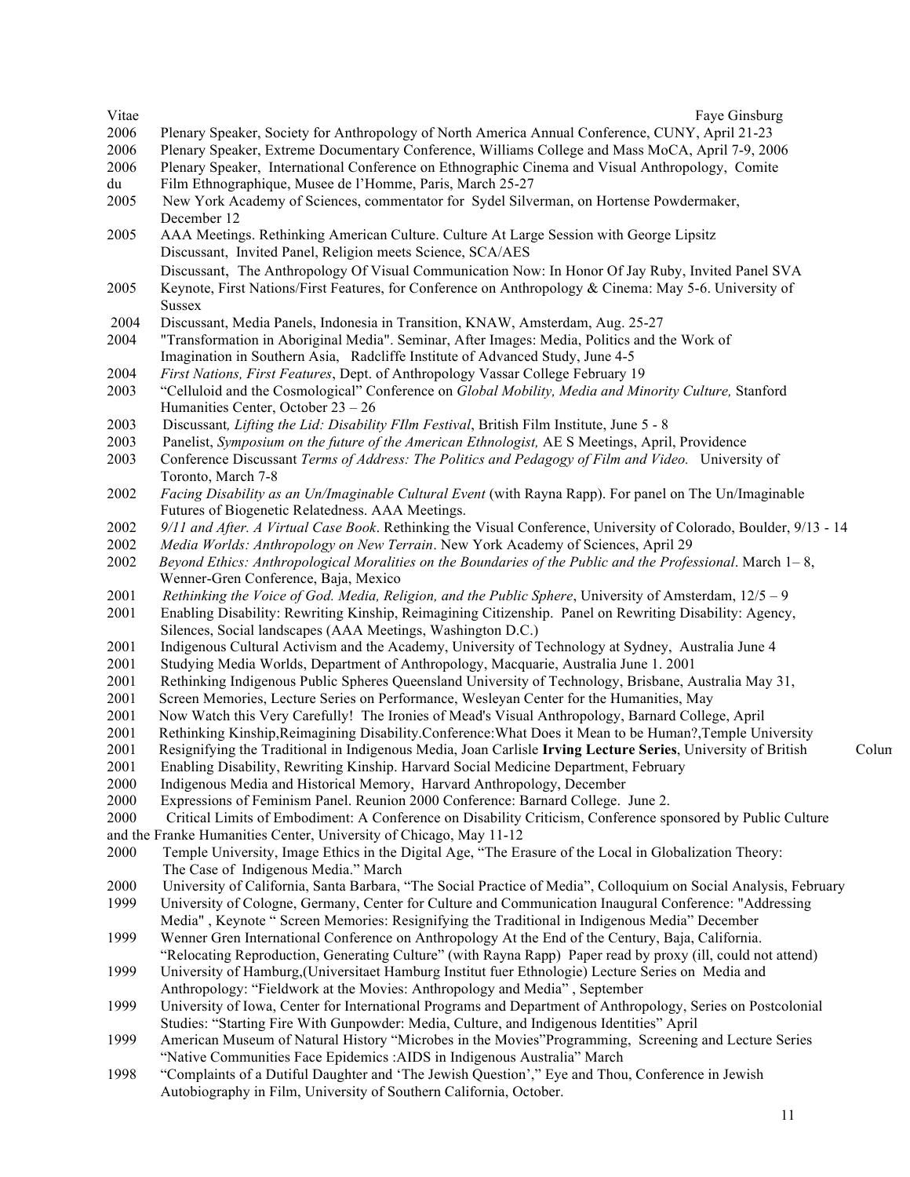2006 Plenary Speaker, Society for Anthropology of North America Annual Conference, CUNY, April 21-23

2006 Plenary Speaker, Extreme Documentary Conference, Williams College and Mass MoCA, April 7-9, 2006

2006 Plenary Speaker, International Conference on Ethnographic Cinema and Visual Anthropology, Comite du Film Ethnographique, Musee de l'Homme, Paris, March 25-27

2005 New York Academy of Sciences, commentator for Sydel Silverman, on Hortense Powdermaker, December 12

2005 AAA Meetings. Rethinking American Culture. Culture At Large Session with George Lipsitz
Discussant, Invited Panel, Religion meets Science, SCA/AES
Discussant, The Anthropology Of Visual Communication Now: In Honor Of Jay Ruby, Invited Panel SVA

2005 Keynote, First Nations/First Features, for Conference on Anthropology & Cinema: May 5-6. University of Sussex

2004 Discussant, Media Panels, Indonesia in Transition, KNAW, Amsterdam, Aug. 25-27

2004 "Transformation in Aboriginal Media". Seminar, After Images: Media, Politics and the Work of Imagination in Southern Asia, Radcliffe Institute of Advanced Study, June 4-5

2004 *First Nations, First Features*, Dept. of Anthropology Vassar College February 19

2003 "Celluloid and the Cosmological" Conference on *Global Mobility, Media and Minority Culture,* Stanford Humanities Center, October 23 – 26

2003 Discussant*, Lifting the Lid: Disability FIlm Festival*, British Film Institute, June 5 - 8

2003 Panelist, *Symposium on the future of the American Ethnologist,* AE S Meetings, April, Providence

2003 Conference Discussant *Terms of Address: The Politics and Pedagogy of Film and Video.* University of Toronto, March 7-8

2002 *Facing Disability as an Un/Imaginable Cultural Event* (with Rayna Rapp). For panel on The Un/Imaginable Futures of Biogenetic Relatedness. AAA Meetings.

2002 *9/11 and After. A Virtual Case Book*. Rethinking the Visual Conference, University of Colorado, Boulder, 9/13 - 14

2002 *Media Worlds: Anthropology on New Terrain*. New York Academy of Sciences, April 29

2002 *Beyond Ethics: Anthropological Moralities on the Boundaries of the Public and the Professional*. March 1– 8, Wenner-Gren Conference, Baja, Mexico

2001 *Rethinking the Voice of God. Media, Religion, and the Public Sphere*, University of Amsterdam, 12/5 – 9

2001 Enabling Disability: Rewriting Kinship, Reimagining Citizenship. Panel on Rewriting Disability: Agency, Silences, Social landscapes (AAA Meetings, Washington D.C.)

2001 Indigenous Cultural Activism and the Academy, University of Technology at Sydney, Australia June 4

2001 Studying Media Worlds, Department of Anthropology, Macquarie, Australia June 1. 2001

2001 Rethinking Indigenous Public Spheres Queensland University of Technology, Brisbane, Australia May 31,

2001 Screen Memories, Lecture Series on Performance, Wesleyan Center for the Humanities, May

2001 Now Watch this Very Carefully! The Ironies of Mead's Visual Anthropology, Barnard College, April

2001 Rethinking Kinship,Reimagining Disability.Conference:What Does it Mean to be Human?,Temple University

2001 Resignifying the Traditional in Indigenous Media, Joan Carlisle **Irving Lecture Series**, University of British Colun

2001 Enabling Disability, Rewriting Kinship. Harvard Social Medicine Department, February

2000 Indigenous Media and Historical Memory, Harvard Anthropology, December

2000 Expressions of Feminism Panel. Reunion 2000 Conference: Barnard College. June 2.

2000 Critical Limits of Embodiment: A Conference on Disability Criticism, Conference sponsored by Public Culture and the Franke Humanities Center, University of Chicago, May 11-12

2000 Temple University, Image Ethics in the Digital Age, "The Erasure of the Local in Globalization Theory: The Case of Indigenous Media." March

2000 University of California, Santa Barbara, "The Social Practice of Media", Colloquium on Social Analysis, February

1999 University of Cologne, Germany, Center for Culture and Communication Inaugural Conference: "Addressing Media" , Keynote " Screen Memories: Resignifying the Traditional in Indigenous Media" December

1999 Wenner Gren International Conference on Anthropology At the End of the Century, Baja, California. "Relocating Reproduction, Generating Culture" (with Rayna Rapp) Paper read by proxy (ill, could not attend)

1999 University of Hamburg,(Universitaet Hamburg Institut fuer Ethnologie) Lecture Series on Media and Anthropology: "Fieldwork at the Movies: Anthropology and Media" , September

1999 University of Iowa, Center for International Programs and Department of Anthropology, Series on Postcolonial Studies: "Starting Fire With Gunpowder: Media, Culture, and Indigenous Identities" April

1999 American Museum of Natural History "Microbes in the Movies"Programming, Screening and Lecture Series "Native Communities Face Epidemics :AIDS in Indigenous Australia" March

1998 "Complaints of a Dutiful Daughter and 'The Jewish Question'," Eye and Thou, Conference in Jewish Autobiography in Film, University of Southern California, October.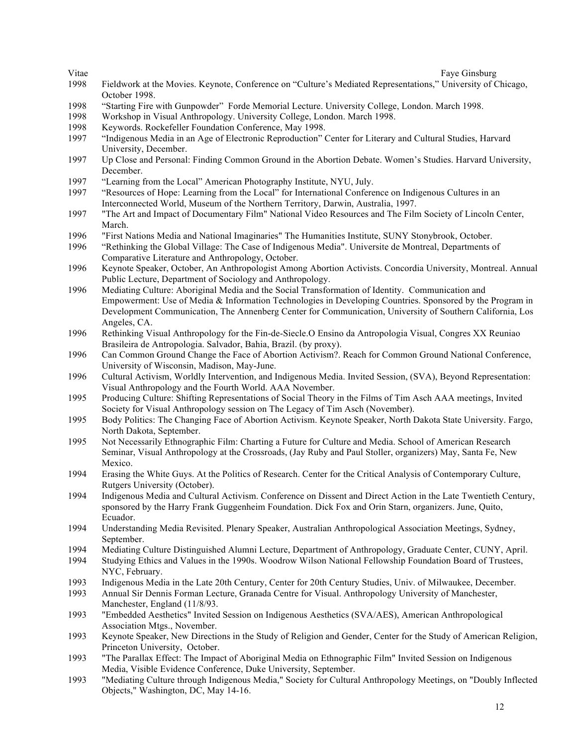1998 Fieldwork at the Movies. Keynote, Conference on "Culture's Mediated Representations," University of Chicago, October 1998.

1998 "Starting Fire with Gunpowder" Forde Memorial Lecture. University College, London. March 1998.

1998 Workshop in Visual Anthropology. University College, London. March 1998.

1998 Keywords. Rockefeller Foundation Conference, May 1998.

1997 "Indigenous Media in an Age of Electronic Reproduction" Center for Literary and Cultural Studies, Harvard University, December.

1997 Up Close and Personal: Finding Common Ground in the Abortion Debate. Women's Studies. Harvard University, December.

1997 "Learning from the Local" American Photography Institute, NYU, July.

1997 "Resources of Hope: Learning from the Local" for International Conference on Indigenous Cultures in an Interconnected World, Museum of the Northern Territory, Darwin, Australia, 1997.

1997 "The Art and Impact of Documentary Film" National Video Resources and The Film Society of Lincoln Center, March.

1996 "First Nations Media and National Imaginaries" The Humanities Institute, SUNY Stonybrook, October.

1996 "Rethinking the Global Village: The Case of Indigenous Media". Universite de Montreal, Departments of Comparative Literature and Anthropology, October.

1996 Keynote Speaker, October, An Anthropologist Among Abortion Activists. Concordia University, Montreal. Annual Public Lecture, Department of Sociology and Anthropology.

1996 Mediating Culture: Aboriginal Media and the Social Transformation of Identity. Communication and Empowerment: Use of Media & Information Technologies in Developing Countries. Sponsored by the Program in Development Communication, The Annenberg Center for Communication, University of Southern California, Los Angeles, CA.

1996 Rethinking Visual Anthropology for the Fin-de-Siecle.O Ensino da Antropologia Visual, Congres XX Reuniao Brasileira de Antropologia. Salvador, Bahia, Brazil. (by proxy).

1996 Can Common Ground Change the Face of Abortion Activism?. Reach for Common Ground National Conference, University of Wisconsin, Madison, May-June.

1996 Cultural Activism, Worldly Intervention, and Indigenous Media. Invited Session, (SVA), Beyond Representation: Visual Anthropology and the Fourth World. AAA November.

1995 Producing Culture: Shifting Representations of Social Theory in the Films of Tim Asch AAA meetings, Invited Society for Visual Anthropology session on The Legacy of Tim Asch (November).

1995 Body Politics: The Changing Face of Abortion Activism. Keynote Speaker, North Dakota State University. Fargo, North Dakota, September.

1995 Not Necessarily Ethnographic Film: Charting a Future for Culture and Media. School of American Research Seminar, Visual Anthropology at the Crossroads, (Jay Ruby and Paul Stoller, organizers) May, Santa Fe, New Mexico.

1994 Erasing the White Guys. At the Politics of Research. Center for the Critical Analysis of Contemporary Culture, Rutgers University (October).

1994 Indigenous Media and Cultural Activism. Conference on Dissent and Direct Action in the Late Twentieth Century, sponsored by the Harry Frank Guggenheim Foundation. Dick Fox and Orin Starn, organizers. June, Quito, Ecuador.

1994 Understanding Media Revisited. Plenary Speaker, Australian Anthropological Association Meetings, Sydney, September.

1994 Mediating Culture Distinguished Alumni Lecture, Department of Anthropology, Graduate Center, CUNY, April.

1994 Studying Ethics and Values in the 1990s. Woodrow Wilson National Fellowship Foundation Board of Trustees, NYC, February.

1993 Indigenous Media in the Late 20th Century, Center for 20th Century Studies, Univ. of Milwaukee, December.

1993 Annual Sir Dennis Forman Lecture, Granada Centre for Visual. Anthropology University of Manchester, Manchester, England (11/8/93.

1993 "Embedded Aesthetics" Invited Session on Indigenous Aesthetics (SVA/AES), American Anthropological Association Mtgs., November.

1993 Keynote Speaker, New Directions in the Study of Religion and Gender, Center for the Study of American Religion, Princeton University, October.

1993 "The Parallax Effect: The Impact of Aboriginal Media on Ethnographic Film" Invited Session on Indigenous Media, Visible Evidence Conference, Duke University, September.

1993 "Mediating Culture through Indigenous Media," Society for Cultural Anthropology Meetings, on "Doubly Inflected Objects," Washington, DC, May 14-16.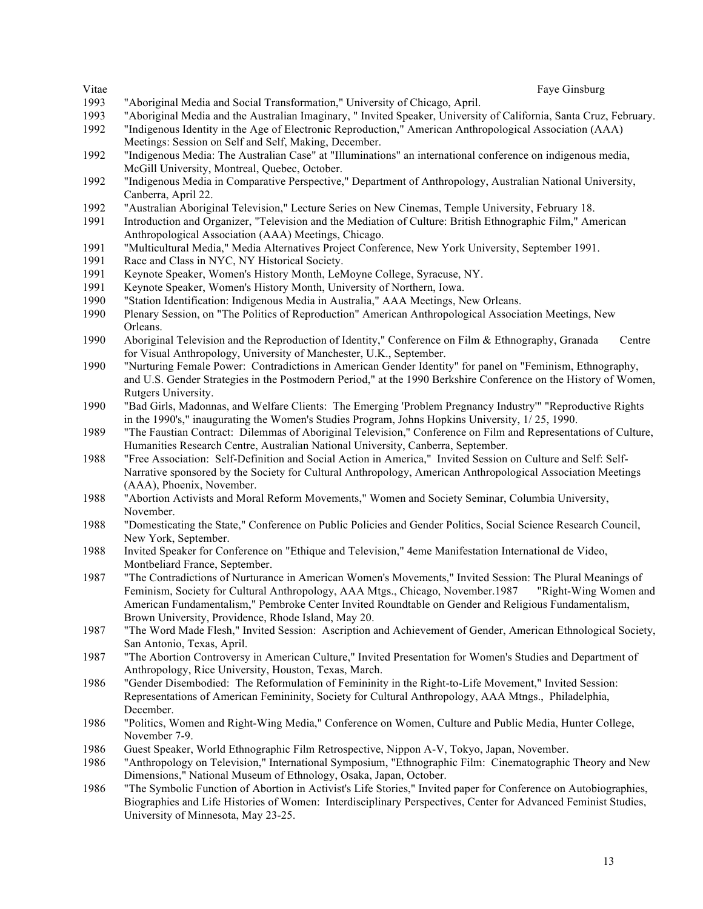1993 "Aboriginal Media and Social Transformation," University of Chicago, April.

1993 "Aboriginal Media and the Australian Imaginary, " Invited Speaker, University of California, Santa Cruz, February.

1992 "Indigenous Identity in the Age of Electronic Reproduction," American Anthropological Association (AAA) Meetings: Session on Self and Self, Making, December.

1992 "Indigenous Media: The Australian Case" at "Illuminations" an international conference on indigenous media, McGill University, Montreal, Quebec, October.

1992 "Indigenous Media in Comparative Perspective," Department of Anthropology, Australian National University, Canberra, April 22.

1992 "Australian Aboriginal Television," Lecture Series on New Cinemas, Temple University, February 18.

1991 Introduction and Organizer, "Television and the Mediation of Culture: British Ethnographic Film," American Anthropological Association (AAA) Meetings, Chicago.

1991 "Multicultural Media," Media Alternatives Project Conference, New York University, September 1991.

1991 Race and Class in NYC, NY Historical Society.

1991 Keynote Speaker, Women's History Month, LeMoyne College, Syracuse, NY.

1991 Keynote Speaker, Women's History Month, University of Northern, Iowa.

1990 "Station Identification: Indigenous Media in Australia," AAA Meetings, New Orleans.

1990 Plenary Session, on "The Politics of Reproduction" American Anthropological Association Meetings, New Orleans.

1990 Aboriginal Television and the Reproduction of Identity," Conference on Film & Ethnography, Granada Centre for Visual Anthropology, University of Manchester, U.K., September.

1990 "Nurturing Female Power: Contradictions in American Gender Identity" for panel on "Feminism, Ethnography, and U.S. Gender Strategies in the Postmodern Period," at the 1990 Berkshire Conference on the History of Women, Rutgers University.

1990 "Bad Girls, Madonnas, and Welfare Clients: The Emerging 'Problem Pregnancy Industry'" "Reproductive Rights in the 1990's," inaugurating the Women's Studies Program, Johns Hopkins University, 1/ 25, 1990.

1989 "The Faustian Contract: Dilemmas of Aboriginal Television," Conference on Film and Representations of Culture, Humanities Research Centre, Australian National University, Canberra, September.

1988 "Free Association: Self-Definition and Social Action in America," Invited Session on Culture and Self: Self-Narrative sponsored by the Society for Cultural Anthropology, American Anthropological Association Meetings (AAA), Phoenix, November.

1988 "Abortion Activists and Moral Reform Movements," Women and Society Seminar, Columbia University, November.

1988 "Domesticating the State," Conference on Public Policies and Gender Politics, Social Science Research Council, New York, September.

1988 Invited Speaker for Conference on "Ethique and Television," 4eme Manifestation International de Video, Montbeliard France, September.

1987 "The Contradictions of Nurturance in American Women's Movements," Invited Session: The Plural Meanings of Feminism, Society for Cultural Anthropology, AAA Mtgs., Chicago, November.1987 "Right-Wing Women and American Fundamentalism," Pembroke Center Invited Roundtable on Gender and Religious Fundamentalism, Brown University, Providence, Rhode Island, May 20.

1987 "The Word Made Flesh," Invited Session: Ascription and Achievement of Gender, American Ethnological Society, San Antonio, Texas, April.

1987 "The Abortion Controversy in American Culture," Invited Presentation for Women's Studies and Department of Anthropology, Rice University, Houston, Texas, March.

1986 "Gender Disembodied: The Reformulation of Femininity in the Right-to-Life Movement," Invited Session: Representations of American Femininity, Society for Cultural Anthropology, AAA Mtngs., Philadelphia, December.

1986 "Politics, Women and Right-Wing Media," Conference on Women, Culture and Public Media, Hunter College, November 7-9.

1986 Guest Speaker, World Ethnographic Film Retrospective, Nippon A-V, Tokyo, Japan, November.

1986 "Anthropology on Television," International Symposium, "Ethnographic Film: Cinematographic Theory and New Dimensions," National Museum of Ethnology, Osaka, Japan, October.

1986 "The Symbolic Function of Abortion in Activist's Life Stories," Invited paper for Conference on Autobiographies, Biographies and Life Histories of Women: Interdisciplinary Perspectives, Center for Advanced Feminist Studies, University of Minnesota, May 23-25.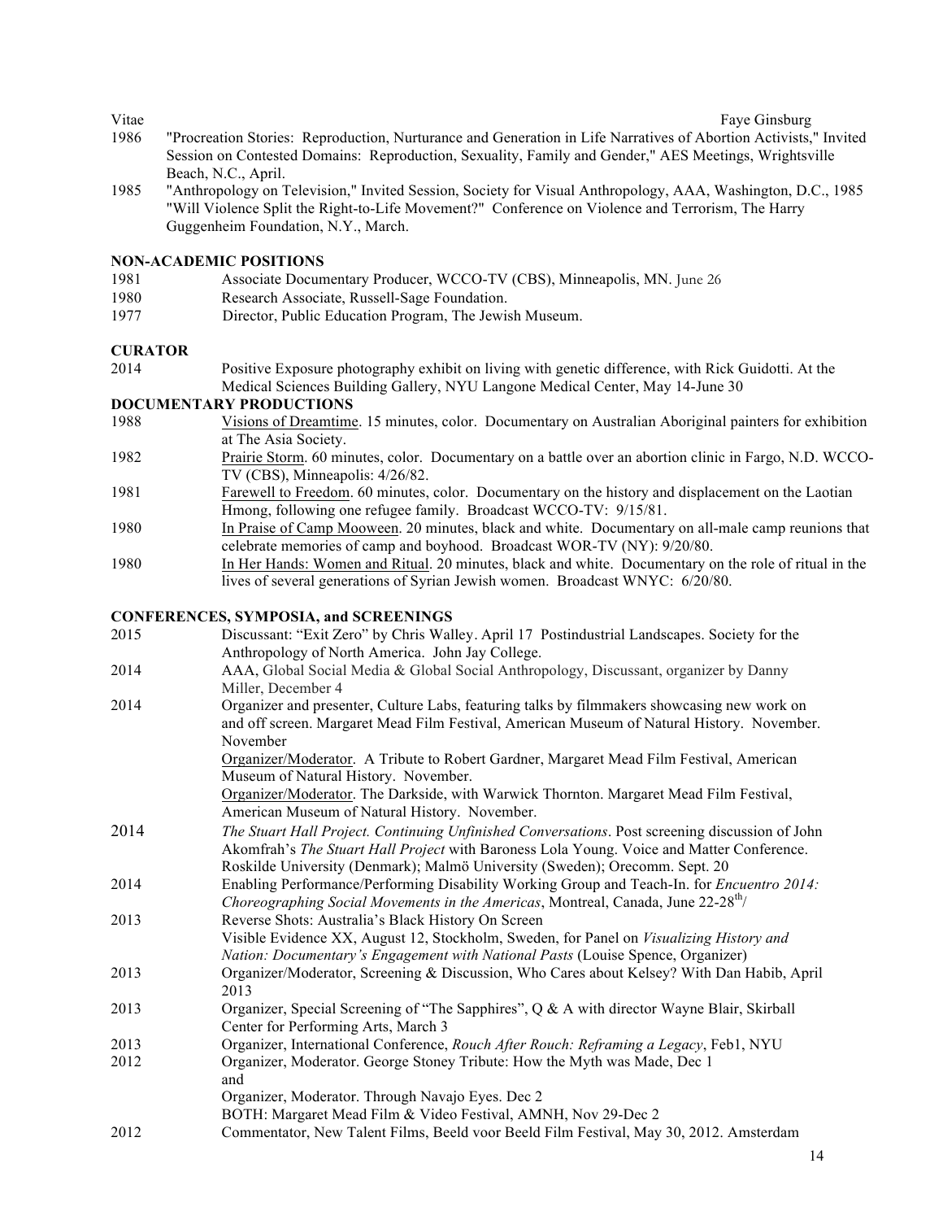1986 "Procreation Stories: Reproduction, Nurturance and Generation in Life Narratives of Abortion Activists," Invited Session on Contested Domains: Reproduction, Sexuality, Family and Gender," AES Meetings, Wrightsville Beach, N.C., April.

1985 "Anthropology on Television," Invited Session, Society for Visual Anthropology, AAA, Washington, D.C., 1985 "Will Violence Split the Right-to-Life Movement?" Conference on Violence and Terrorism, The Harry Guggenheim Foundation, N.Y., March.

**NON-ACADEMIC POSITIONS**

1981 Associate Documentary Producer, WCCO-TV (CBS), Minneapolis, MN. June 26

1980 Research Associate, Russell-Sage Foundation.

1977 Director, Public Education Program, The Jewish Museum.

**CURATOR**

2014 Positive Exposure photography exhibit on living with genetic difference, with Rick Guidotti. At the Medical Sciences Building Gallery, NYU Langone Medical Center, May 14-June 30

**DOCUMENTARY PRODUCTIONS**

1988 Visions of Dreamtime. 15 minutes, color. Documentary on Australian Aboriginal painters for exhibition at The Asia Society.

1982 Prairie Storm. 60 minutes, color. Documentary on a battle over an abortion clinic in Fargo, N.D. WCCO-TV (CBS), Minneapolis: 4/26/82.

1981 Farewell to Freedom. 60 minutes, color. Documentary on the history and displacement on the Laotian Hmong, following one refugee family. Broadcast WCCO-TV: 9/15/81.

1980 In Praise of Camp Mooween. 20 minutes, black and white. Documentary on all-male camp reunions that celebrate memories of camp and boyhood. Broadcast WOR-TV (NY): 9/20/80.

1980 In Her Hands: Women and Ritual. 20 minutes, black and white. Documentary on the role of ritual in the lives of several generations of Syrian Jewish women. Broadcast WNYC: 6/20/80.

**CONFERENCES, SYMPOSIA, and SCREENINGS**

2015 Discussant: "Exit Zero" by Chris Walley. April 17 Postindustrial Landscapes. Society for the Anthropology of North America. John Jay College.

2014 AAA, Global Social Media & Global Social Anthropology, Discussant, organizer by Danny Miller, December 4

2014 Organizer and presenter, Culture Labs, featuring talks by filmmakers showcasing new work on and off screen. Margaret Mead Film Festival, American Museum of Natural History. November. November

Organizer/Moderator. A Tribute to Robert Gardner, Margaret Mead Film Festival, American Museum of Natural History. November.

Organizer/Moderator. The Darkside, with Warwick Thornton. Margaret Mead Film Festival, American Museum of Natural History. November.

2014 *The Stuart Hall Project. Continuing Unfinished Conversations*. Post screening discussion of John Akomfrah's *The Stuart Hall Project* with Baroness Lola Young. Voice and Matter Conference. Roskilde University (Denmark); Malmö University (Sweden); Orecomm. Sept. 20

2014 Enabling Performance/Performing Disability Working Group and Teach-In. for *Encuentro 2014: Choreographing Social Movements in the Americas*, Montreal, Canada, June 22-28th/

2013 Reverse Shots: Australia's Black History On Screen Visible Evidence XX, August 12, Stockholm, Sweden, for Panel on *Visualizing History and Nation: Documentary's Engagement with National Pasts* (Louise Spence, Organizer)

2013 Organizer/Moderator, Screening & Discussion, Who Cares about Kelsey? With Dan Habib, April 2013

2013 Organizer, Special Screening of "The Sapphires", Q & A with director Wayne Blair, Skirball Center for Performing Arts, March 3

2013 Organizer, International Conference, *Rouch After Rouch: Reframing a Legacy*, Feb1, NYU

2012 Organizer, Moderator. George Stoney Tribute: How the Myth was Made, Dec 1 and

Organizer, Moderator. Through Navajo Eyes. Dec 2

BOTH: Margaret Mead Film & Video Festival, AMNH, Nov 29-Dec 2

2012 Commentator, New Talent Films, Beeld voor Beeld Film Festival, May 30, 2012. Amsterdam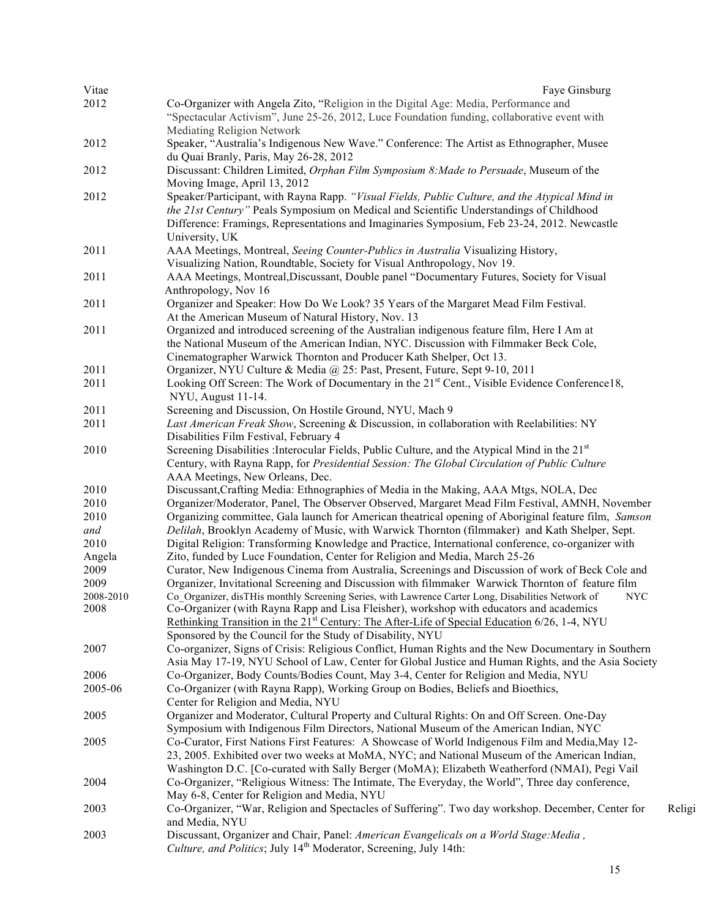2012 Co-Organizer with Angela Zito, "Religion in the Digital Age: Media, Performance and "Spectacular Activism", June 25-26, 2012, Luce Foundation funding, collaborative event with Mediating Religion Network

2012 Speaker, "Australia's Indigenous New Wave." Conference: The Artist as Ethnographer, Musee du Quai Branly, Paris, May 26-28, 2012

2012 Discussant: Children Limited, *Orphan Film Symposium 8:Made to Persuade*, Museum of the Moving Image, April 13, 2012

2012 Speaker/Participant, with Rayna Rapp. *"Visual Fields, Public Culture, and the Atypical Mind in the 21st Century"* Peals Symposium on Medical and Scientific Understandings of Childhood Difference: Framings, Representations and Imaginaries Symposium, Feb 23-24, 2012. Newcastle University, UK

2011 AAA Meetings, Montreal, *Seeing Counter-Publics in Australia* Visualizing History, Visualizing Nation, Roundtable, Society for Visual Anthropology, Nov 19.

2011 AAA Meetings, Montreal,Discussant, Double panel "Documentary Futures, Society for Visual Anthropology, Nov 16

2011 Organizer and Speaker: How Do We Look? 35 Years of the Margaret Mead Film Festival. At the American Museum of Natural History, Nov. 13

2011 Organized and introduced screening of the Australian indigenous feature film, Here I Am at the National Museum of the American Indian, NYC. Discussion with Filmmaker Beck Cole, Cinematographer Warwick Thornton and Producer Kath Shelper, Oct 13.

2011 Organizer, NYU Culture & Media @ 25: Past, Present, Future, Sept 9-10, 2011

2011 Looking Off Screen: The Work of Documentary in the 21st Cent., Visible Evidence Conference18, NYU, August 11-14.

2011 Screening and Discussion, On Hostile Ground, NYU, Mach 9

2011 *Last American Freak Show*, Screening & Discussion, in collaboration with Reelabilities: NY Disabilities Film Festival, February 4

2010 Screening Disabilities :Interocular Fields, Public Culture, and the Atypical Mind in the 21st Century, with Rayna Rapp, for *Presidential Session: The Global Circulation of Public Culture* AAA Meetings, New Orleans, Dec.

2010 Discussant,Crafting Media: Ethnographies of Media in the Making, AAA Mtgs, NOLA, Dec

2010 Organizer/Moderator, Panel, The Observer Observed, Margaret Mead Film Festival, AMNH, November

2010 *and* Organizing committee, Gala launch for American theatrical opening of Aboriginal feature film, *Samson Delilah*, Brooklyn Academy of Music, with Warwick Thornton (filmmaker) and Kath Shelper, Sept.

2010 Digital Religion: Transforming Knowledge and Practice, International conference, co-organizer with Angela Zito, funded by Luce Foundation, Center for Religion and Media, March 25-26

2009 Curator, New Indigenous Cinema from Australia, Screenings and Discussion of work of Beck Cole and

2009 Organizer, Invitational Screening and Discussion with filmmaker Warwick Thornton of feature film

2008-2010 Co_Organizer, disTHis monthly Screening Series, with Lawrence Carter Long, Disabilities Network of NYC

2008 Co-Organizer (with Rayna Rapp and Lisa Fleisher), workshop with educators and academics Rethinking Transition in the 21st Century: The After-Life of Special Education 6/26, 1-4, NYU Sponsored by the Council for the Study of Disability, NYU

2007 Co-organizer, Signs of Crisis: Religious Conflict, Human Rights and the New Documentary in Southern Asia May 17-19, NYU School of Law, Center for Global Justice and Human Rights, and the Asia Society

2006 Co-Organizer, Body Counts/Bodies Count, May 3-4, Center for Religion and Media, NYU

2005-06 Co-Organizer (with Rayna Rapp), Working Group on Bodies, Beliefs and Bioethics, Center for Religion and Media, NYU

2005 Organizer and Moderator, Cultural Property and Cultural Rights: On and Off Screen. One-Day Symposium with Indigenous Film Directors, National Museum of the American Indian, NYC

2005 Co-Curator, First Nations First Features: A Showcase of World Indigenous Film and Media,May 12-23, 2005. Exhibited over two weeks at MoMA, NYC; and National Museum of the American Indian, Washington D.C. [Co-curated with Sally Berger (MoMA); Elizabeth Weatherford (NMAI), Pegi Vail

2004 Co-Organizer, "Religious Witness: The Intimate, The Everyday, the World", Three day conference, May 6-8, Center for Religion and Media, NYU

2003 Co-Organizer, "War, Religion and Spectacles of Suffering". Two day workshop. December, Center for Religi and Media, NYU

2003 Discussant, Organizer and Chair, Panel: *American Evangelicals on a World Stage:Media , Culture, and Politics*; July 14th Moderator, Screening, July 14th: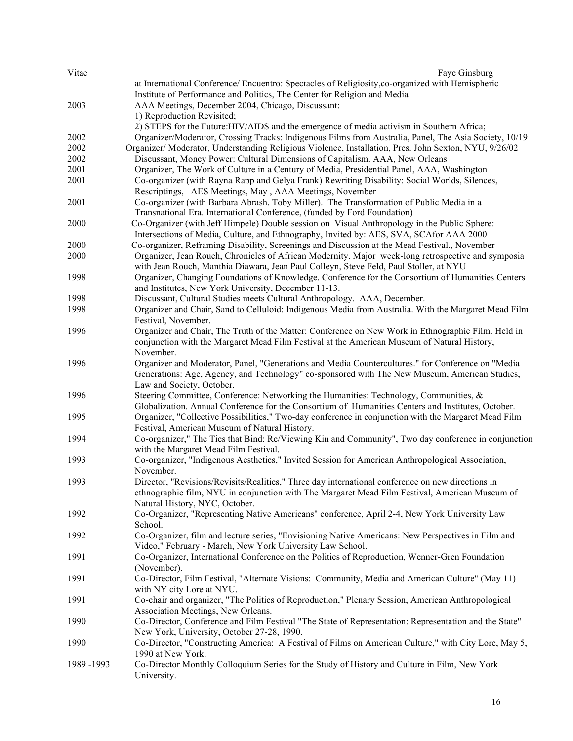at International Conference/ Encuentro: Spectacles of Religiosity,co-organized with Hemispheric Institute of Performance and Politics, The Center for Religion and Media

| | |
|---|---|
| 2003 | AAA Meetings, December 2004, Chicago, Discussant:<br>1) Reproduction Revisited;<br>2) STEPS for the Future:HIV/AIDS and the emergence of media activism in Southern Africa; |
| 2002 | Organizer/Moderator, Crossing Tracks: Indigenous Films from Australia, Panel, The Asia Society, 10/19 |
| 2002 | Organizer/ Moderator, Understanding Religious Violence, Installation, Pres. John Sexton, NYU, 9/26/02 |
| 2002 | Discussant, Money Power: Cultural Dimensions of Capitalism. AAA, New Orleans |
| 2001 | Organizer, The Work of Culture in a Century of Media, Presidential Panel, AAA, Washington |
| 2001 | Co-organizer (with Rayna Rapp and Gelya Frank) Rewriting Disability: Social Worlds, Silences, Rescriptings, AES Meetings, May , AAA Meetings, November |
| 2001 | Co-organizer (with Barbara Abrash, Toby Miller). The Transformation of Public Media in a Transnational Era. International Conference, (funded by Ford Foundation) |
| 2000 | Co-Organizer (with Jeff Himpele) Double session on Visual Anthropology in the Public Sphere: Intersections of Media, Culture, and Ethnography, Invited by: AES, SVA, SCAfor AAA 2000 |
| 2000 | Co-organizer, Reframing Disability, Screenings and Discussion at the Mead Festival., November |
| 2000 | Organizer, Jean Rouch, Chronicles of African Modernity. Major week-long retrospective and symposia with Jean Rouch, Manthia Diawara, Jean Paul Colleyn, Steve Feld, Paul Stoller, at NYU |
| 1998 | Organizer, Changing Foundations of Knowledge. Conference for the Consortium of Humanities Centers and Institutes, New York University, December 11-13. |
| 1998 | Discussant, Cultural Studies meets Cultural Anthropology. AAA, December. |
| 1998 | Organizer and Chair, Sand to Celluloid: Indigenous Media from Australia. With the Margaret Mead Film Festival, November. |
| 1996 | Organizer and Chair, The Truth of the Matter: Conference on New Work in Ethnographic Film. Held in conjunction with the Margaret Mead Film Festival at the American Museum of Natural History, November. |
| 1996 | Organizer and Moderator, Panel, "Generations and Media Countercultures." for Conference on "Media Generations: Age, Agency, and Technology" co-sponsored with The New Museum, American Studies, Law and Society, October. |
| 1996 | Steering Committee, Conference: Networking the Humanities: Technology, Communities, & Globalization. Annual Conference for the Consortium of Humanities Centers and Institutes, October. |
| 1995 | Organizer, "Collective Possibilities," Two-day conference in conjunction with the Margaret Mead Film Festival, American Museum of Natural History. |
| 1994 | Co-organizer," The Ties that Bind: Re/Viewing Kin and Community", Two day conference in conjunction with the Margaret Mead Film Festival. |
| 1993 | Co-organizer, "Indigenous Aesthetics," Invited Session for American Anthropological Association, November. |
| 1993 | Director, "Revisions/Revisits/Realities," Three day international conference on new directions in ethnographic film, NYU in conjunction with The Margaret Mead Film Festival, American Museum of Natural History, NYC, October. |
| 1992 | Co-Organizer, "Representing Native Americans" conference, April 2-4, New York University Law School. |
| 1992 | Co-Organizer, film and lecture series, "Envisioning Native Americans: New Perspectives in Film and Video," February - March, New York University Law School. |
| 1991 | Co-Organizer, International Conference on the Politics of Reproduction, Wenner-Gren Foundation (November). |
| 1991 | Co-Director, Film Festival, "Alternate Visions: Community, Media and American Culture" (May 11) with NY city Lore at NYU. |
| 1991 | Co-chair and organizer, "The Politics of Reproduction," Plenary Session, American Anthropological Association Meetings, New Orleans. |
| 1990 | Co-Director, Conference and Film Festival "The State of Representation: Representation and the State" New York, University, October 27-28, 1990. |
| 1990 | Co-Director, "Constructing America: A Festival of Films on American Culture," with City Lore, May 5, 1990 at New York. |
| 1989 -1993 | Co-Director Monthly Colloquium Series for the Study of History and Culture in Film, New York University. |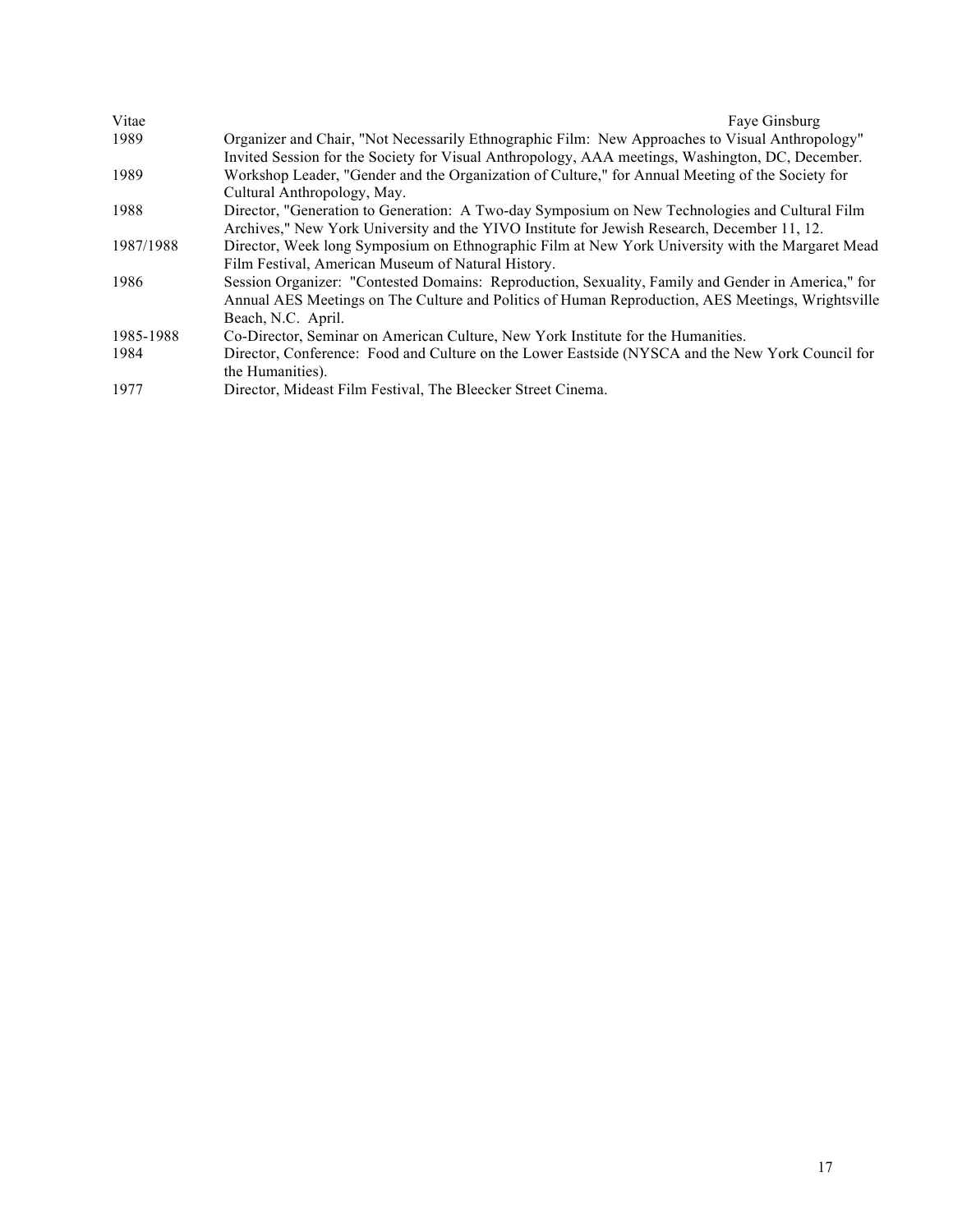| | |
|---|---|
| 1989 | Organizer and Chair, "Not Necessarily Ethnographic Film: New Approaches to Visual Anthropology" Invited Session for the Society for Visual Anthropology, AAA meetings, Washington, DC, December. |
| 1989 | Workshop Leader, "Gender and the Organization of Culture," for Annual Meeting of the Society for Cultural Anthropology, May. |
| 1988 | Director, "Generation to Generation: A Two-day Symposium on New Technologies and Cultural Film Archives," New York University and the YIVO Institute for Jewish Research, December 11, 12. |
| 1987/1988 | Director, Week long Symposium on Ethnographic Film at New York University with the Margaret Mead Film Festival, American Museum of Natural History. |
| 1986 | Session Organizer: "Contested Domains: Reproduction, Sexuality, Family and Gender in America," for Annual AES Meetings on The Culture and Politics of Human Reproduction, AES Meetings, Wrightsville Beach, N.C. April. |
| 1985-1988 | Co-Director, Seminar on American Culture, New York Institute for the Humanities. |
| 1984 | Director, Conference: Food and Culture on the Lower Eastside (NYSCA and the New York Council for the Humanities). |
| 1977 | Director, Mideast Film Festival, The Bleecker Street Cinema. |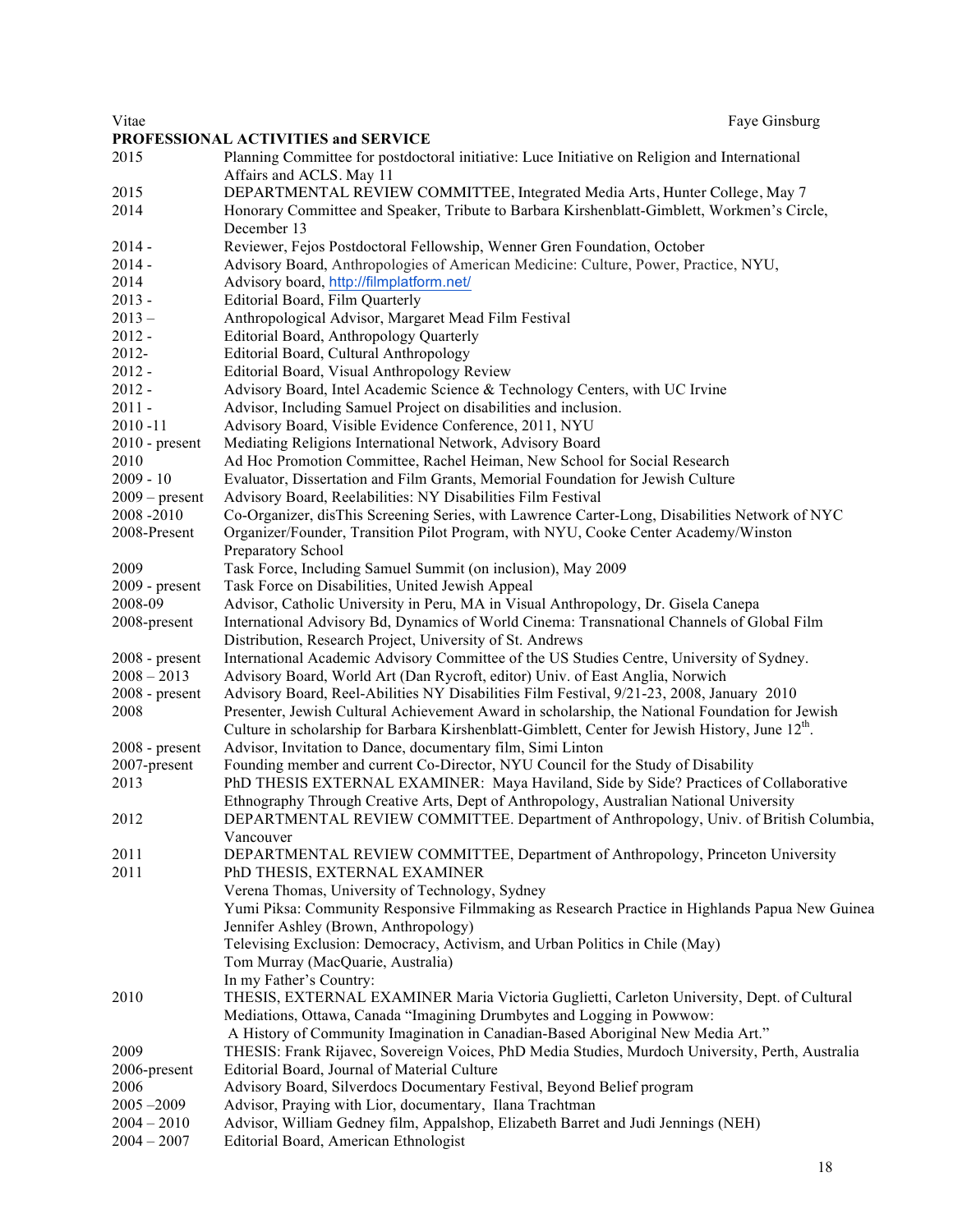**PROFESSIONAL ACTIVITIES and SERVICE**

| | |
|---|---|
| 2015 | Planning Committee for postdoctoral initiative: Luce Initiative on Religion and International Affairs and ACLS. May 11 |
| 2015 | DEPARTMENTAL REVIEW COMMITTEE, Integrated Media Arts, Hunter College, May 7 |
| 2014 | Honorary Committee and Speaker, Tribute to Barbara Kirshenblatt-Gimblett, Workmen's Circle, December 13 |
| 2014 - | Reviewer, Fejos Postdoctoral Fellowship, Wenner Gren Foundation, October |
| 2014 - | Advisory Board, Anthropologies of American Medicine: Culture, Power, Practice, NYU, |
| 2014 | Advisory board, http://filmplatform.net/ |
| 2013 - | Editorial Board, Film Quarterly |
| 2013 – | Anthropological Advisor, Margaret Mead Film Festival |
| 2012 - | Editorial Board, Anthropology Quarterly |
| 2012- | Editorial Board, Cultural Anthropology |
| 2012 - | Editorial Board, Visual Anthropology Review |
| 2012 - | Advisory Board, Intel Academic Science & Technology Centers, with UC Irvine |
| 2011 - | Advisor, Including Samuel Project on disabilities and inclusion. |
| 2010 -11 | Advisory Board, Visible Evidence Conference, 2011, NYU |
| 2010 - present | Mediating Religions International Network, Advisory Board |
| 2010 | Ad Hoc Promotion Committee, Rachel Heiman, New School for Social Research |
| 2009 - 10 | Evaluator, Dissertation and Film Grants, Memorial Foundation for Jewish Culture |
| 2009 – present | Advisory Board, Reelabilities: NY Disabilities Film Festival |
| 2008 -2010 | Co-Organizer, disThis Screening Series, with Lawrence Carter-Long, Disabilities Network of NYC |
| 2008-Present | Organizer/Founder, Transition Pilot Program, with NYU, Cooke Center Academy/Winston Preparatory School |
| 2009 | Task Force, Including Samuel Summit (on inclusion), May 2009 |
| 2009 - present | Task Force on Disabilities, United Jewish Appeal |
| 2008-09 | Advisor, Catholic University in Peru, MA in Visual Anthropology, Dr. Gisela Canepa |
| 2008-present | International Advisory Bd, Dynamics of World Cinema: Transnational Channels of Global Film Distribution, Research Project, University of St. Andrews |
| 2008 - present | International Academic Advisory Committee of the US Studies Centre, University of Sydney. |
| 2008 – 2013 | Advisory Board, World Art (Dan Rycroft, editor) Univ. of East Anglia, Norwich |
| 2008 - present | Advisory Board, Reel-Abilities NY Disabilities Film Festival, 9/21-23, 2008, January 2010 |
| 2008 | Presenter, Jewish Cultural Achievement Award in scholarship, the National Foundation for Jewish Culture in scholarship for Barbara Kirshenblatt-Gimblett, Center for Jewish History, June 12th. |
| 2008 - present | Advisor, Invitation to Dance, documentary film, Simi Linton |
| 2007-present | Founding member and current Co-Director, NYU Council for the Study of Disability |
| 2013 | PhD THESIS EXTERNAL EXAMINER: Maya Haviland, Side by Side? Practices of Collaborative Ethnography Through Creative Arts, Dept of Anthropology, Australian National University |
| 2012 | DEPARTMENTAL REVIEW COMMITTEE. Department of Anthropology, Univ. of British Columbia, Vancouver |
| 2011 | DEPARTMENTAL REVIEW COMMITTEE, Department of Anthropology, Princeton University |
| 2011 | PhD THESIS, EXTERNAL EXAMINER<br>Verena Thomas, University of Technology, Sydney<br>Yumi Piksa: Community Responsive Filmmaking as Research Practice in Highlands Papua New Guinea<br>Jennifer Ashley (Brown, Anthropology)<br>Televising Exclusion: Democracy, Activism, and Urban Politics in Chile (May)<br>Tom Murray (MacQuarie, Australia)<br>In my Father's Country: |
| 2010 | THESIS, EXTERNAL EXAMINER Maria Victoria Guglietti, Carleton University, Dept. of Cultural Mediations, Ottawa, Canada "Imagining Drumbytes and Logging in Powwow: A History of Community Imagination in Canadian-Based Aboriginal New Media Art." |
| 2009 | THESIS: Frank Rijavec, Sovereign Voices, PhD Media Studies, Murdoch University, Perth, Australia |
| 2006-present | Editorial Board, Journal of Material Culture |
| 2006 | Advisory Board, Silverdocs Documentary Festival, Beyond Belief program |
| 2005 –2009 | Advisor, Praying with Lior, documentary, Ilana Trachtman |
| 2004 – 2010 | Advisor, William Gedney film, Appalshop, Elizabeth Barret and Judi Jennings (NEH) |
| 2004 – 2007 | Editorial Board, American Ethnologist |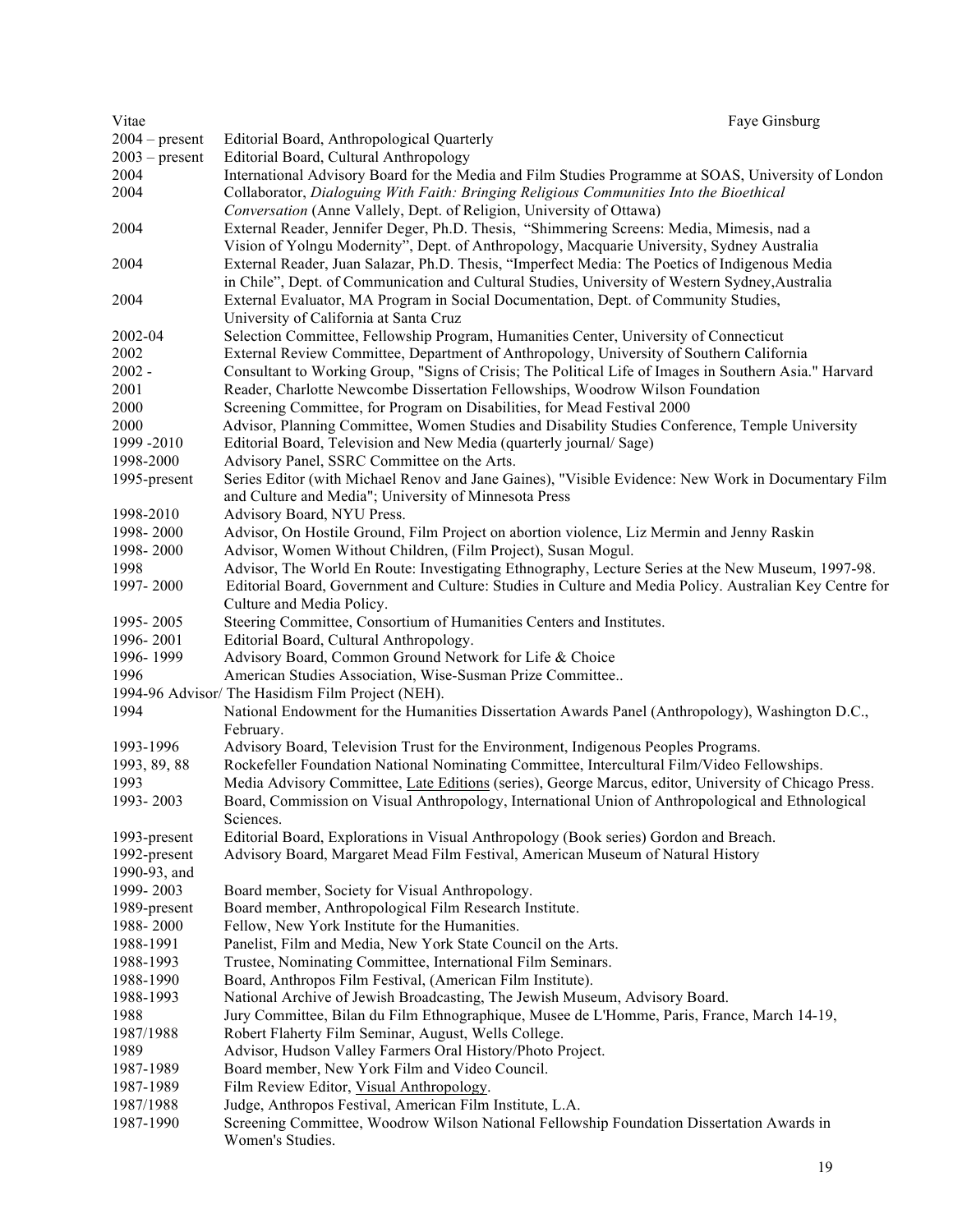| | |
|---|---|
| 2004 – present | Editorial Board, Anthropological Quarterly |
| 2003 – present | Editorial Board, Cultural Anthropology |
| 2004 | International Advisory Board for the Media and Film Studies Programme at SOAS, University of London |
| 2004 | Collaborator, *Dialoguing With Faith: Bringing Religious Communities Into the Bioethical Conversation* (Anne Vallely, Dept. of Religion, University of Ottawa) |
| 2004 | External Reader, Jennifer Deger, Ph.D. Thesis, "Shimmering Screens: Media, Mimesis, nad a Vision of Yolngu Modernity", Dept. of Anthropology, Macquarie University, Sydney Australia |
| 2004 | External Reader, Juan Salazar, Ph.D. Thesis, "Imperfect Media: The Poetics of Indigenous Media in Chile", Dept. of Communication and Cultural Studies, University of Western Sydney,Australia |
| 2004 | External Evaluator, MA Program in Social Documentation, Dept. of Community Studies, University of California at Santa Cruz |
| 2002-04 | Selection Committee, Fellowship Program, Humanities Center, University of Connecticut |
| 2002 | External Review Committee, Department of Anthropology, University of Southern California |
| 2002 - | Consultant to Working Group, "Signs of Crisis; The Political Life of Images in Southern Asia." Harvard |
| 2001 | Reader, Charlotte Newcombe Dissertation Fellowships, Woodrow Wilson Foundation |
| 2000 | Screening Committee, for Program on Disabilities, for Mead Festival 2000 |
| 2000 | Advisor, Planning Committee, Women Studies and Disability Studies Conference, Temple University |
| 1999 -2010 | Editorial Board, Television and New Media (quarterly journal/ Sage) |
| 1998-2000 | Advisory Panel, SSRC Committee on the Arts. |
| 1995-present | Series Editor (with Michael Renov and Jane Gaines), "Visible Evidence: New Work in Documentary Film and Culture and Media"; University of Minnesota Press |
| 1998-2010 | Advisory Board, NYU Press. |
| 1998- 2000 | Advisor, On Hostile Ground, Film Project on abortion violence, Liz Mermin and Jenny Raskin |
| 1998- 2000 | Advisor, Women Without Children, (Film Project), Susan Mogul. |
| 1998 | Advisor, The World En Route: Investigating Ethnography, Lecture Series at the New Museum, 1997-98. |
| 1997- 2000 | Editorial Board, Government and Culture: Studies in Culture and Media Policy. Australian Key Centre for Culture and Media Policy. |
| 1995- 2005 | Steering Committee, Consortium of Humanities Centers and Institutes. |
| 1996- 2001 | Editorial Board, Cultural Anthropology. |
| 1996- 1999 | Advisory Board, Common Ground Network for Life & Choice |
| 1996 | American Studies Association, Wise-Susman Prize Committee.. |
| 1994-96 | Advisor/ The Hasidism Film Project (NEH). |
| 1994 | National Endowment for the Humanities Dissertation Awards Panel (Anthropology), Washington D.C., February. |
| 1993-1996 | Advisory Board, Television Trust for the Environment, Indigenous Peoples Programs. |
| 1993, 89, 88 | Rockefeller Foundation National Nominating Committee, Intercultural Film/Video Fellowships. |
| 1993 | Media Advisory Committee, Late Editions (series), George Marcus, editor, University of Chicago Press. |
| 1993- 2003 | Board, Commission on Visual Anthropology, International Union of Anthropological and Ethnological Sciences. |
| 1993-present | Editorial Board, Explorations in Visual Anthropology (Book series) Gordon and Breach. |
| 1992-present | Advisory Board, Margaret Mead Film Festival, American Museum of Natural History |
| 1990-93, and 1999- 2003 | Board member, Society for Visual Anthropology. |
| 1989-present | Board member, Anthropological Film Research Institute. |
| 1988- 2000 | Fellow, New York Institute for the Humanities. |
| 1988-1991 | Panelist, Film and Media, New York State Council on the Arts. |
| 1988-1993 | Trustee, Nominating Committee, International Film Seminars. |
| 1988-1990 | Board, Anthropos Film Festival, (American Film Institute). |
| 1988-1993 | National Archive of Jewish Broadcasting, The Jewish Museum, Advisory Board. |
| 1988 | Jury Committee, Bilan du Film Ethnographique, Musee de L'Homme, Paris, France, March 14-19, |
| 1987/1988 | Robert Flaherty Film Seminar, August, Wells College. |
| 1989 | Advisor, Hudson Valley Farmers Oral History/Photo Project. |
| 1987-1989 | Board member, New York Film and Video Council. |
| 1987-1989 | Film Review Editor, Visual Anthropology. |
| 1987/1988 | Judge, Anthropos Festival, American Film Institute, L.A. |
| 1987-1990 | Screening Committee, Woodrow Wilson National Fellowship Foundation Dissertation Awards in Women's Studies. |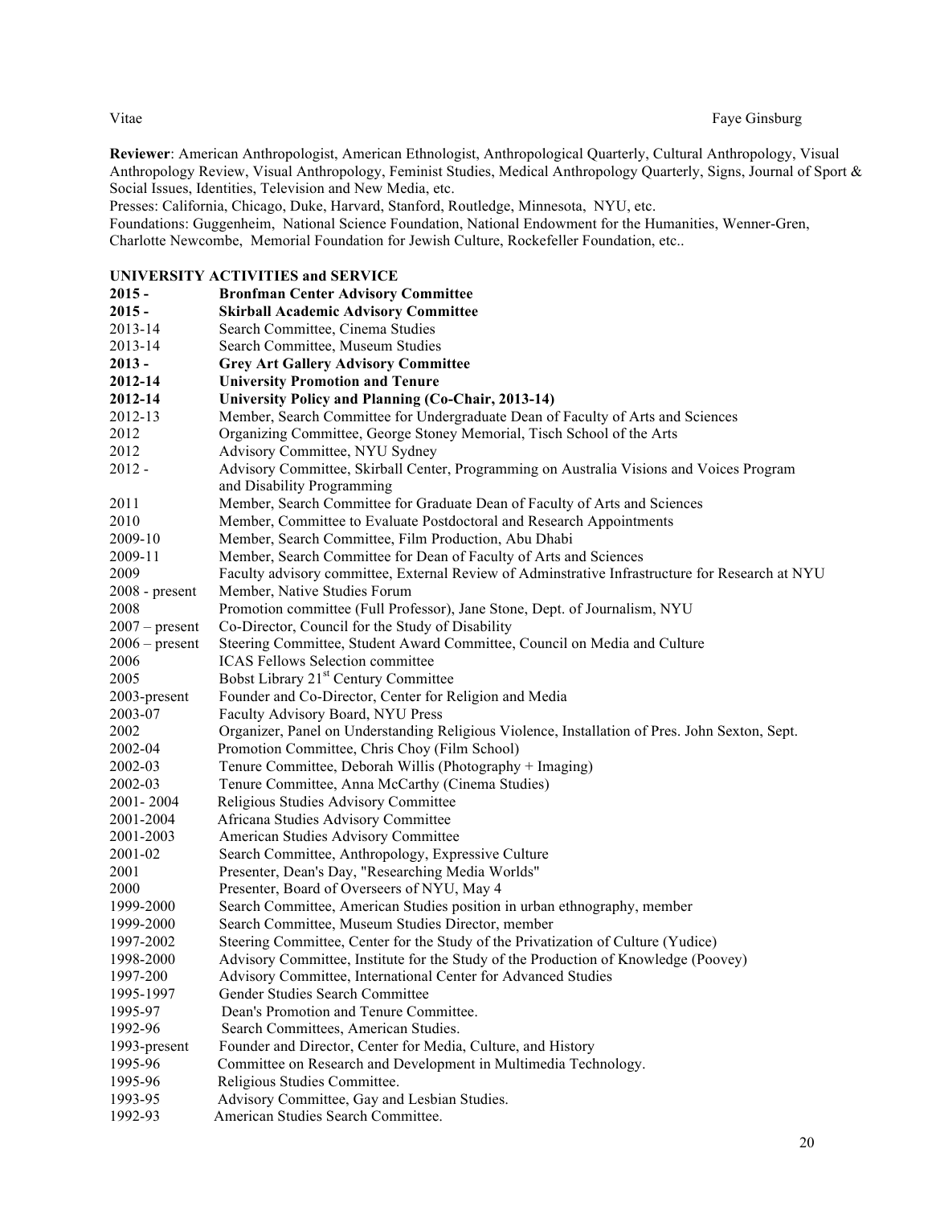**Reviewer**: American Anthropologist, American Ethnologist, Anthropological Quarterly, Cultural Anthropology, Visual Anthropology Review, Visual Anthropology, Feminist Studies, Medical Anthropology Quarterly, Signs, Journal of Sport & Social Issues, Identities, Television and New Media, etc.

Presses: California, Chicago, Duke, Harvard, Stanford, Routledge, Minnesota, NYU, etc.

Foundations: Guggenheim, National Science Foundation, National Endowment for the Humanities, Wenner-Gren, Charlotte Newcombe, Memorial Foundation for Jewish Culture, Rockefeller Foundation, etc..

**UNIVERSITY ACTIVITIES and SERVICE**

| | |
|---|---|
| **2015 -** | **Bronfman Center Advisory Committee** |
| **2015 -** | **Skirball Academic Advisory Committee** |
| 2013-14 | Search Committee, Cinema Studies |
| 2013-14 | Search Committee, Museum Studies |
| **2013 -** | **Grey Art Gallery Advisory Committee** |
| **2012-14** | **University Promotion and Tenure** |
| **2012-14** | **University Policy and Planning (Co-Chair, 2013-14)** |
| 2012-13 | Member, Search Committee for Undergraduate Dean of Faculty of Arts and Sciences |
| 2012 | Organizing Committee, George Stoney Memorial, Tisch School of the Arts |
| 2012 | Advisory Committee, NYU Sydney |
| 2012 - | Advisory Committee, Skirball Center, Programming on Australia Visions and Voices Program and Disability Programming |
| 2011 | Member, Search Committee for Graduate Dean of Faculty of Arts and Sciences |
| 2010 | Member, Committee to Evaluate Postdoctoral and Research Appointments |
| 2009-10 | Member, Search Committee, Film Production, Abu Dhabi |
| 2009-11 | Member, Search Committee for Dean of Faculty of Arts and Sciences |
| 2009 | Faculty advisory committee, External Review of Adminstrative Infrastructure for Research at NYU |
| 2008 - present | Member, Native Studies Forum |
| 2008 | Promotion committee (Full Professor), Jane Stone, Dept. of Journalism, NYU |
| 2007 – present | Co-Director, Council for the Study of Disability |
| 2006 – present | Steering Committee, Student Award Committee, Council on Media and Culture |
| 2006 | ICAS Fellows Selection committee |
| 2005 | Bobst Library 21st Century Committee |
| 2003-present | Founder and Co-Director, Center for Religion and Media |
| 2003-07 | Faculty Advisory Board, NYU Press |
| 2002 | Organizer, Panel on Understanding Religious Violence, Installation of Pres. John Sexton, Sept. |
| 2002-04 | Promotion Committee, Chris Choy (Film School) |
| 2002-03 | Tenure Committee, Deborah Willis (Photography + Imaging) |
| 2002-03 | Tenure Committee, Anna McCarthy (Cinema Studies) |
| 2001- 2004 | Religious Studies Advisory Committee |
| 2001-2004 | Africana Studies Advisory Committee |
| 2001-2003 | American Studies Advisory Committee |
| 2001-02 | Search Committee, Anthropology, Expressive Culture |
| 2001 | Presenter, Dean's Day, "Researching Media Worlds" |
| 2000 | Presenter, Board of Overseers of NYU, May 4 |
| 1999-2000 | Search Committee, American Studies position in urban ethnography, member |
| 1999-2000 | Search Committee, Museum Studies Director, member |
| 1997-2002 | Steering Committee, Center for the Study of the Privatization of Culture (Yudice) |
| 1998-2000 | Advisory Committee, Institute for the Study of the Production of Knowledge (Poovey) |
| 1997-200 | Advisory Committee, International Center for Advanced Studies |
| 1995-1997 | Gender Studies Search Committee |
| 1995-97 | Dean's Promotion and Tenure Committee. |
| 1992-96 | Search Committees, American Studies. |
| 1993-present | Founder and Director, Center for Media, Culture, and History |
| 1995-96 | Committee on Research and Development in Multimedia Technology. |
| 1995-96 | Religious Studies Committee. |
| 1993-95 | Advisory Committee, Gay and Lesbian Studies. |
| 1992-93 | American Studies Search Committee. |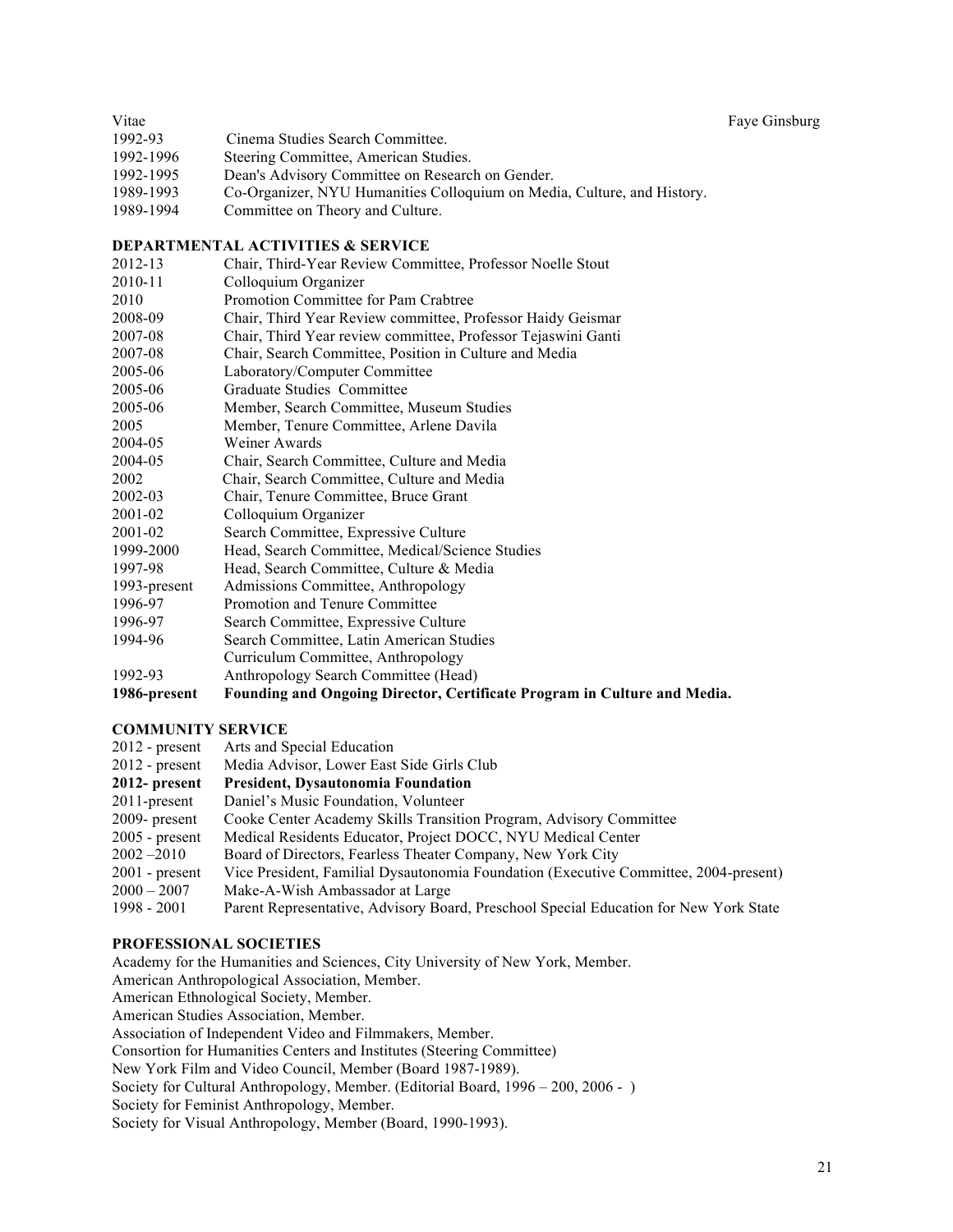1992-93 Cinema Studies Search Committee.
1992-1996 Steering Committee, American Studies.
1992-1995 Dean's Advisory Committee on Research on Gender.
1989-1993 Co-Organizer, NYU Humanities Colloquium on Media, Culture, and History.
1989-1994 Committee on Theory and Culture.

### DEPARTMENTAL ACTIVITIES & SERVICE

2012-13 Chair, Third-Year Review Committee, Professor Noelle Stout
2010-11 Colloquium Organizer
2010 Promotion Committee for Pam Crabtree
2008-09 Chair, Third Year Review committee, Professor Haidy Geismar
2007-08 Chair, Third Year review committee, Professor Tejaswini Ganti
2007-08 Chair, Search Committee, Position in Culture and Media
2005-06 Laboratory/Computer Committee
2005-06 Graduate Studies Committee
2005-06 Member, Search Committee, Museum Studies
2005 Member, Tenure Committee, Arlene Davila
2004-05 Weiner Awards
2004-05 Chair, Search Committee, Culture and Media
2002 Chair, Search Committee, Culture and Media
2002-03 Chair, Tenure Committee, Bruce Grant
2001-02 Colloquium Organizer
2001-02 Search Committee, Expressive Culture
1999-2000 Head, Search Committee, Medical/Science Studies
1997-98 Head, Search Committee, Culture & Media
1993-present Admissions Committee, Anthropology
1996-97 Promotion and Tenure Committee
1996-97 Search Committee, Expressive Culture
1994-96 Search Committee, Latin American Studies
Curriculum Committee, Anthropology
1992-93 Anthropology Search Committee (Head)
**1986-present Founding and Ongoing Director, Certificate Program in Culture and Media.**

### COMMUNITY SERVICE

2012 - present Arts and Special Education
2012 - present Media Advisor, Lower East Side Girls Club
**2012- present President, Dysautonomia Foundation**
2011-present Daniel's Music Foundation, Volunteer
2009- present Cooke Center Academy Skills Transition Program, Advisory Committee
2005 - present Medical Residents Educator, Project DOCC, NYU Medical Center
2002 –2010 Board of Directors, Fearless Theater Company, New York City
2001 - present Vice President, Familial Dysautonomia Foundation (Executive Committee, 2004-present)
2000 – 2007 Make-A-Wish Ambassador at Large
1998 - 2001 Parent Representative, Advisory Board, Preschool Special Education for New York State

### PROFESSIONAL SOCIETIES

Academy for the Humanities and Sciences, City University of New York, Member.
American Anthropological Association, Member.
American Ethnological Society, Member.
American Studies Association, Member.
Association of Independent Video and Filmmakers, Member.
Consortion for Humanities Centers and Institutes (Steering Committee)
New York Film and Video Council, Member (Board 1987-1989).
Society for Cultural Anthropology, Member. (Editorial Board, 1996 – 200, 2006 - )
Society for Feminist Anthropology, Member.
Society for Visual Anthropology, Member (Board, 1990-1993).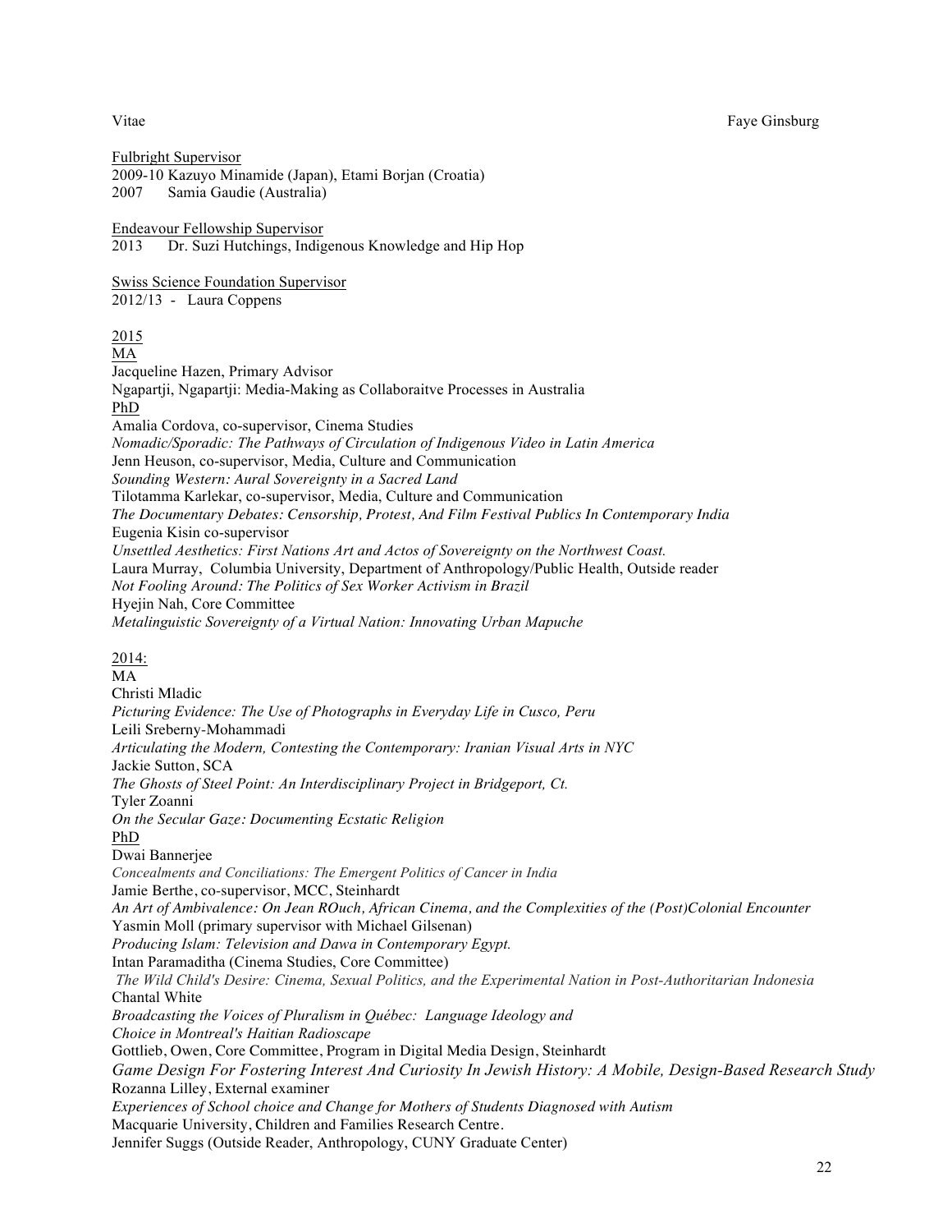Fulbright Supervisor

2009-10 Kazuyo Minamide (Japan), Etami Borjan (Croatia)

2007 Samia Gaudie (Australia)

Endeavour Fellowship Supervisor

2013 Dr. Suzi Hutchings, Indigenous Knowledge and Hip Hop

Swiss Science Foundation Supervisor

2012/13 - Laura Coppens

2015

MA

Jacqueline Hazen, Primary Advisor

Ngapartji, Ngapartji: Media-Making as Collaboraitve Processes in Australia

PhD

Amalia Cordova, co-supervisor, Cinema Studies

*Nomadic/Sporadic: The Pathways of Circulation of Indigenous Video in Latin America*

Jenn Heuson, co-supervisor, Media, Culture and Communication

*Sounding Western: Aural Sovereignty in a Sacred Land*

Tilotamma Karlekar, co-supervisor, Media, Culture and Communication

*The Documentary Debates: Censorship, Protest, And Film Festival Publics In Contemporary India*

Eugenia Kisin co-supervisor

*Unsettled Aesthetics: First Nations Art and Actos of Sovereignty on the Northwest Coast.*

Laura Murray, Columbia University, Department of Anthropology/Public Health, Outside reader

*Not Fooling Around: The Politics of Sex Worker Activism in Brazil*

Hyejin Nah, Core Committee

*Metalinguistic Sovereignty of a Virtual Nation: Innovating Urban Mapuche*

2014:

MA

Christi Mladic

*Picturing Evidence: The Use of Photographs in Everyday Life in Cusco, Peru*

Leili Sreberny-Mohammadi

*Articulating the Modern, Contesting the Contemporary: Iranian Visual Arts in NYC*

Jackie Sutton, SCA

*The Ghosts of Steel Point: An Interdisciplinary Project in Bridgeport, Ct.*

Tyler Zoanni

*On the Secular Gaze: Documenting Ecstatic Religion*

PhD

Dwai Bannerjee

*Concealments and Conciliations: The Emergent Politics of Cancer in India*

Jamie Berthe, co-supervisor, MCC, Steinhardt

*An Art of Ambivalence: On Jean ROuch, African Cinema, and the Complexities of the (Post)Colonial Encounter*

Yasmin Moll (primary supervisor with Michael Gilsenan)

*Producing Islam: Television and Dawa in Contemporary Egypt.*

Intan Paramaditha (Cinema Studies, Core Committee)

*The Wild Child's Desire: Cinema, Sexual Politics, and the Experimental Nation in Post-Authoritarian Indonesia*

Chantal White

*Broadcasting the Voices of Pluralism in Québec: Language Ideology and Choice in Montreal's Haitian Radioscape*

Gottlieb, Owen, Core Committee, Program in Digital Media Design, Steinhardt

*Game Design For Fostering Interest And Curiosity In Jewish History: A Mobile, Design-Based Research Study*

Rozanna Lilley, External examiner

*Experiences of School choice and Change for Mothers of Students Diagnosed with Autism*

Macquarie University, Children and Families Research Centre.

Jennifer Suggs (Outside Reader, Anthropology, CUNY Graduate Center)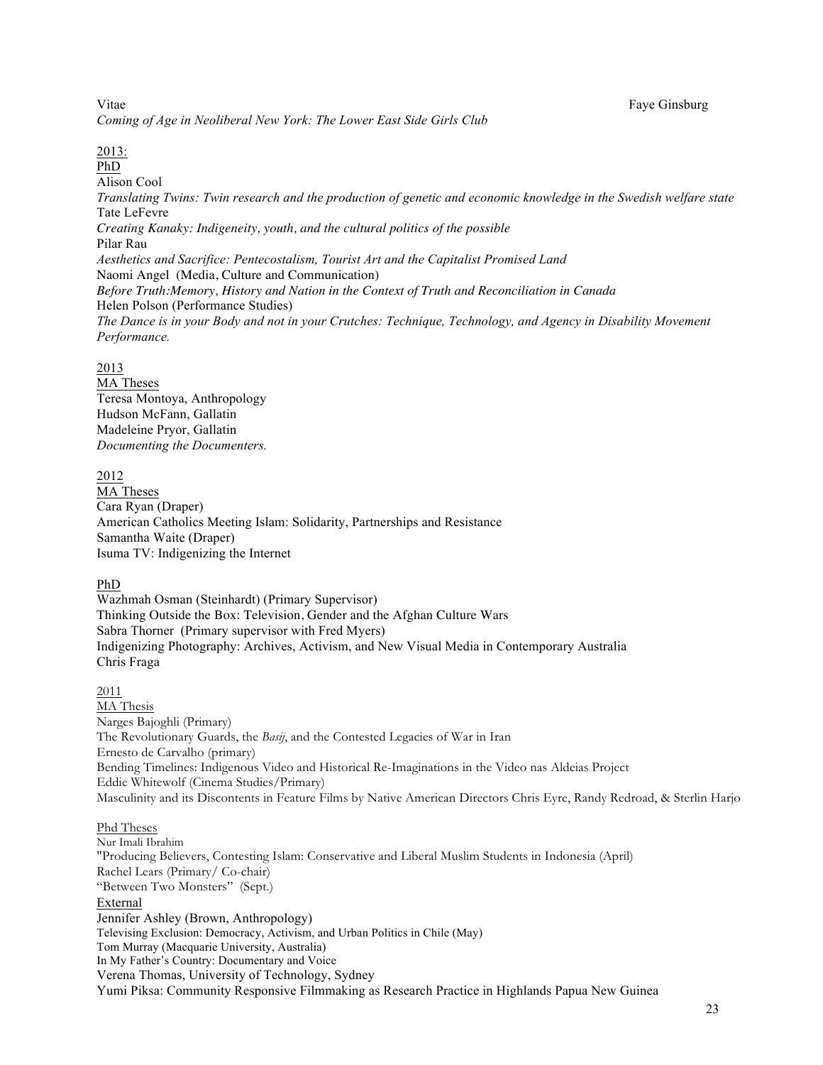*Coming of Age in Neoliberal New York: The Lower East Side Girls Club*

2013:

PhD

Alison Cool
*Translating Twins: Twin research and the production of genetic and economic knowledge in the Swedish welfare state*
Tate LeFevre
*Creating Kanaky: Indigeneity, youth, and the cultural politics of the possible*
Pilar Rau
*Aesthetics and Sacrifice: Pentecostalism, Tourist Art and the Capitalist Promised Land*
Naomi Angel (Media, Culture and Communication)
*Before Truth:Memory, History and Nation in the Context of Truth and Reconciliation in Canada*
Helen Polson (Performance Studies)
*The Dance is in your Body and not in your Crutches: Technique, Technology, and Agency in Disability Movement Performance.*

2013

MA Theses

Teresa Montoya, Anthropology
Hudson McFann, Gallatin
Madeleine Pryor, Gallatin
*Documenting the Documenters.*

2012

MA Theses

Cara Ryan (Draper)
American Catholics Meeting Islam: Solidarity, Partnerships and Resistance
Samantha Waite (Draper)
Isuma TV: Indigenizing the Internet

PhD

Wazhmah Osman (Steinhardt) (Primary Supervisor)
Thinking Outside the Box: Television, Gender and the Afghan Culture Wars
Sabra Thorner (Primary supervisor with Fred Myers)
Indigenizing Photography: Archives, Activism, and New Visual Media in Contemporary Australia
Chris Fraga

2011

MA Thesis

Narges Bajoghli (Primary)
The Revolutionary Guards, the *Basij*, and the Contested Legacies of War in Iran
Ernesto de Carvalho (primary)
Bending Timelines: Indigenous Video and Historical Re-Imaginations in the Video nas Aldeias Project
Eddie Whitewolf (Cinema Studies/Primary)
Masculinity and its Discontents in Feature Films by Native American Directors Chris Eyre, Randy Redroad, & Sterlin Harjo

Phd Theses

Nur Imali Ibrahim
"Producing Believers, Contesting Islam: Conservative and Liberal Muslim Students in Indonesia (April)
Rachel Lears (Primary/ Co-chair)
"Between Two Monsters" (Sept.)

External

Jennifer Ashley (Brown, Anthropology)
Televising Exclusion: Democracy, Activism, and Urban Politics in Chile (May)
Tom Murray (Macquarie University, Australia)
In My Father's Country: Documentary and Voice
Verena Thomas, University of Technology, Sydney
Yumi Piksa: Community Responsive Filmmaking as Research Practice in Highlands Papua New Guinea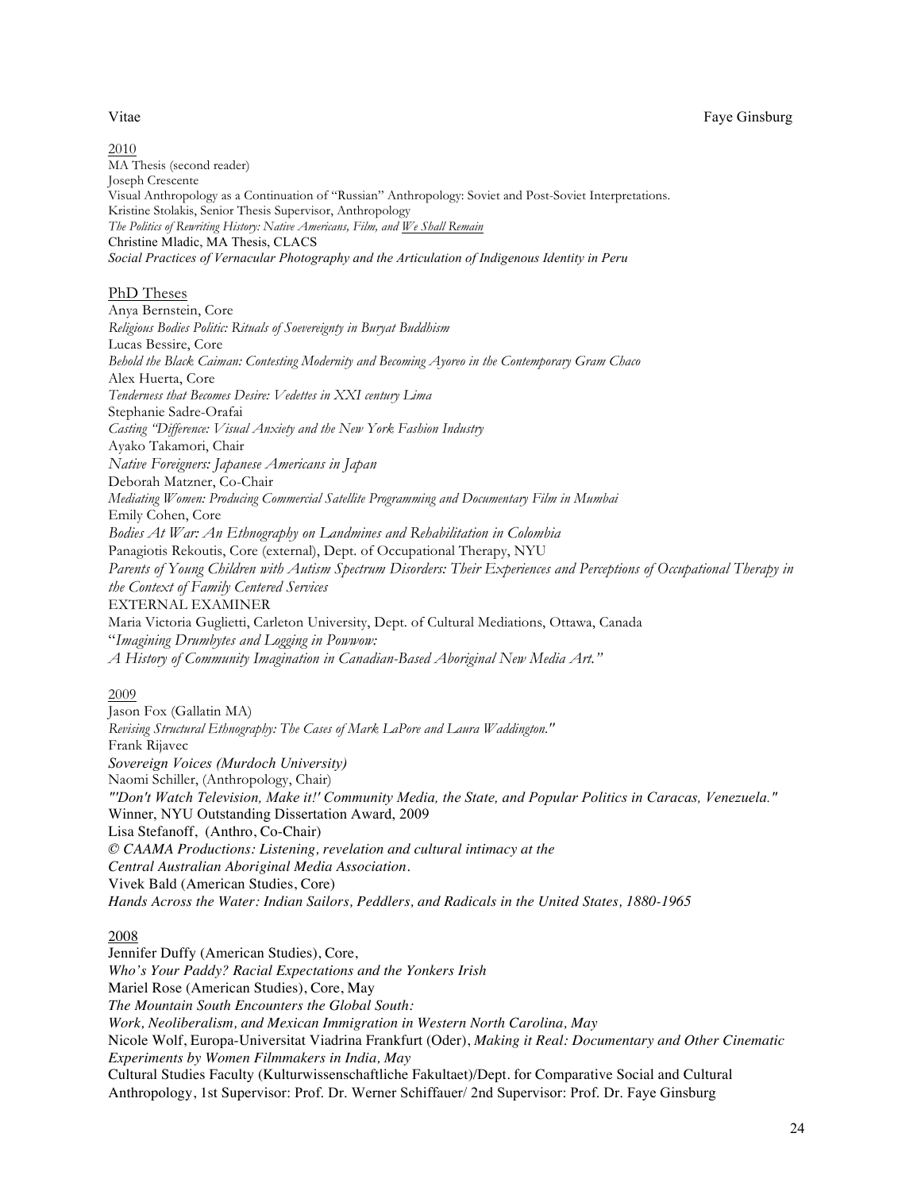## 2010

MA Thesis (second reader)
Joseph Crescente
Visual Anthropology as a Continuation of "Russian" Anthropology: Soviet and Post-Soviet Interpretations.
Kristine Stolakis, Senior Thesis Supervisor, Anthropology
*The Politics of Rewriting History: Native Americans, Film, and We Shall Remain*
Christine Mladic, MA Thesis, CLACS
*Social Practices of Vernacular Photography and the Articulation of Indigenous Identity in Peru*

## PhD Theses

Anya Bernstein, Core
*Religious Bodies Politic: Rituals of Soevereignty in Buryat Buddhism*
Lucas Bessire, Core
*Behold the Black Caiman: Contesting Modernity and Becoming Ayoreo in the Contemporary Gram Chaco*
Alex Huerta, Core
*Tenderness that Becomes Desire: Vedettes in XXI century Lima*
Stephanie Sadre-Orafai
*Casting "Difference: Visual Anxiety and the New York Fashion Industry*
Ayako Takamori, Chair
*Native Foreigners: Japanese Americans in Japan*
Deborah Matzner, Co-Chair
*Mediating Women: Producing Commercial Satellite Programming and Documentary Film in Mumbai*
Emily Cohen, Core
*Bodies At War: An Ethnography on Landmines and Rehabilitation in Colombia*
Panagiotis Rekoutis, Core (external), Dept. of Occupational Therapy, NYU
*Parents of Young Children with Autism Spectrum Disorders: Their Experiences and Perceptions of Occupational Therapy in the Context of Family Centered Services*
EXTERNAL EXAMINER
Maria Victoria Guglietti, Carleton University, Dept. of Cultural Mediations, Ottawa, Canada
"*Imagining Drumbytes and Logging in Powwow:*
*A History of Community Imagination in Canadian-Based Aboriginal New Media Art.*"

## 2009

Jason Fox (Gallatin MA)
*Revising Structural Ethnography: The Cases of Mark LaPore and Laura Waddington."*
Frank Rijavec
*Sovereign Voices (Murdoch University)*
Naomi Schiller, (Anthropology, Chair)
*"'Don't Watch Television, Make it!' Community Media, the State, and Popular Politics in Caracas, Venezuela."*
Winner, NYU Outstanding Dissertation Award, 2009
Lisa Stefanoff, (Anthro, Co-Chair)
*© CAAMA Productions: Listening, revelation and cultural intimacy at the*
*Central Australian Aboriginal Media Association.*
Vivek Bald (American Studies, Core)
*Hands Across the Water: Indian Sailors, Peddlers, and Radicals in the United States, 1880-1965*

## 2008

Jennifer Duffy (American Studies), Core,
*Who's Your Paddy? Racial Expectations and the Yonkers Irish*
Mariel Rose (American Studies), Core, May
*The Mountain South Encounters the Global South:*
*Work, Neoliberalism, and Mexican Immigration in Western North Carolina, May*
Nicole Wolf, Europa-Universitat Viadrina Frankfurt (Oder), *Making it Real: Documentary and Other Cinematic Experiments by Women Filmmakers in India, May*
Cultural Studies Faculty (Kulturwissenschaftliche Fakultaet)/Dept. for Comparative Social and Cultural Anthropology, 1st Supervisor: Prof. Dr. Werner Schiffauer/ 2nd Supervisor: Prof. Dr. Faye Ginsburg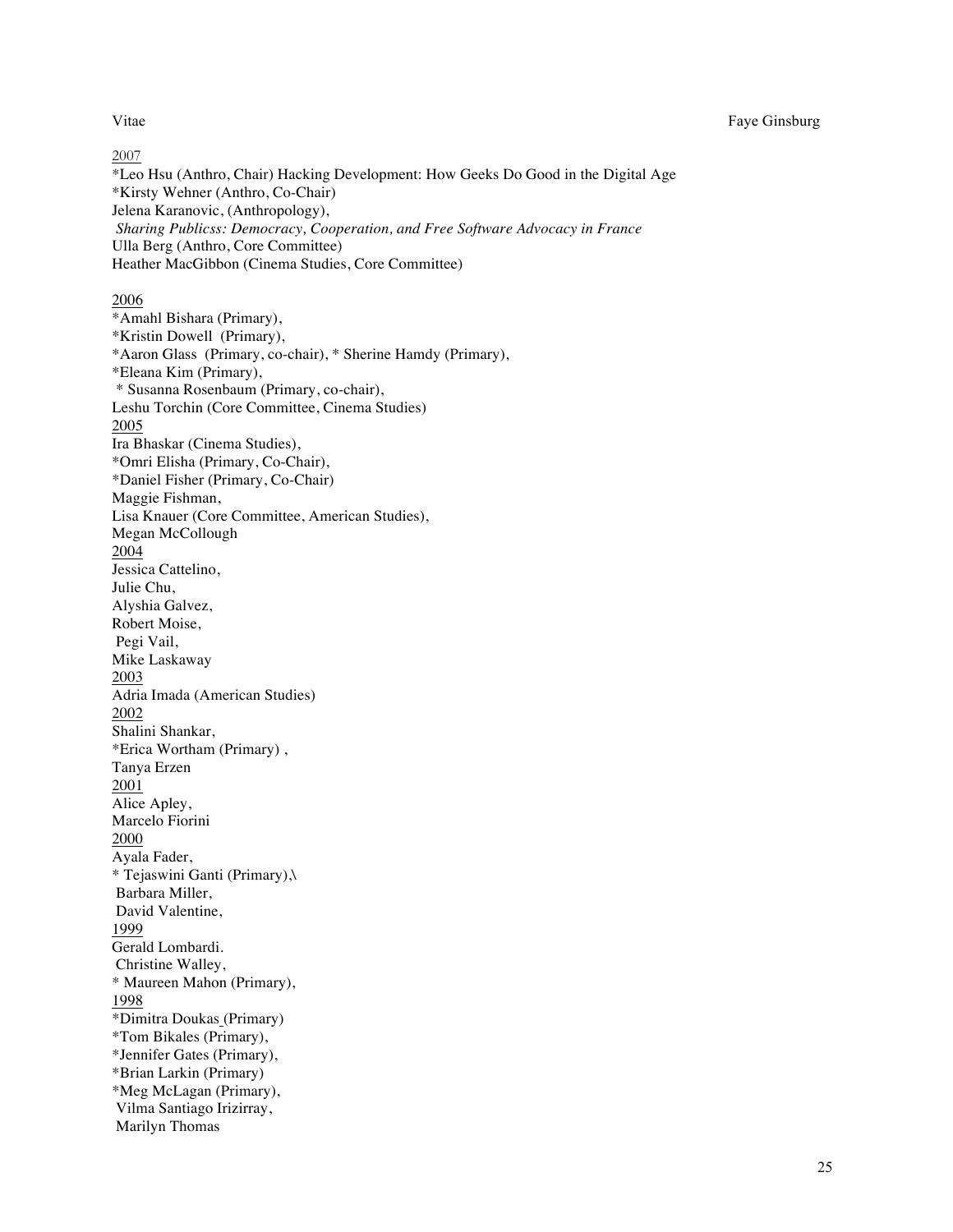2007

*Leo Hsu (Anthro, Chair) Hacking Development: How Geeks Do Good in the Digital Age
*Kirsty Wehner (Anthro, Co-Chair)
Jelena Karanovic, (Anthropology),
*Sharing Publicss: Democracy, Cooperation, and Free Software Advocacy in France*
Ulla Berg (Anthro, Core Committee)
Heather MacGibbon (Cinema Studies, Core Committee)

2006

*Amahl Bishara (Primary),
*Kristin Dowell (Primary),
*Aaron Glass (Primary, co-chair), * Sherine Hamdy (Primary),
*Eleana Kim (Primary),
* Susanna Rosenbaum (Primary, co-chair),
Leshu Torchin (Core Committee, Cinema Studies)

2005

Ira Bhaskar (Cinema Studies),
*Omri Elisha (Primary, Co-Chair),
*Daniel Fisher (Primary, Co-Chair)
Maggie Fishman,
Lisa Knauer (Core Committee, American Studies),
Megan McCollough

2004

Jessica Cattelino,
Julie Chu,
Alyshia Galvez,
Robert Moise,
Pegi Vail,
Mike Laskaway

2003

Adria Imada (American Studies)

2002

Shalini Shankar,
*Erica Wortham (Primary) ,
Tanya Erzen

2001

Alice Apley,
Marcelo Fiorini

2000

Ayala Fader,
* Tejaswini Ganti (Primary),\
Barbara Miller,
David Valentine,

1999

Gerald Lombardi.
Christine Walley,
* Maureen Mahon (Primary),

1998

*Dimitra Doukas (Primary)
*Tom Bikales (Primary),
*Jennifer Gates (Primary),
*Brian Larkin (Primary)
*Meg McLagan (Primary),
Vilma Santiago Irizirray,
Marilyn Thomas